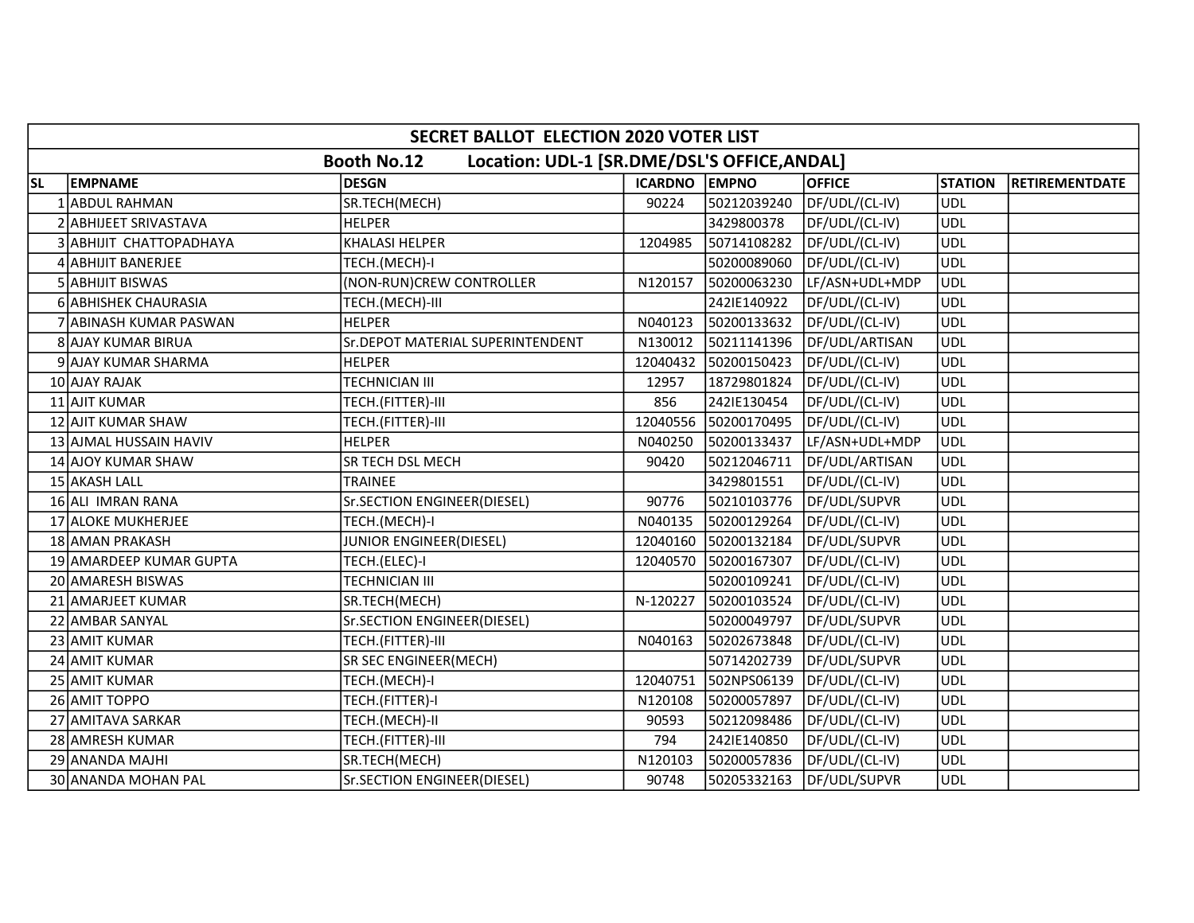## SECRET BALLOT ELECTION 2020 VOTER LIST

### Booth No.12 Location: UDL-1 [SR.DME/DSL'S OFFICE,ANDAL]

| SL | EMPNAME | DESGN | ICARDNO | EMPNO | OFFICE | STATION | RETIREMENTDATE |
|---|---|---|---|---|---|---|---|
| 1 | ABDUL RAHMAN | SR.TECH(MECH) | 90224 | 50212039240 | DF/UDL/(CL-IV) | UDL | |
| 2 | ABHIJEET SRIVASTAVA | HELPER | | 3429800378 | DF/UDL/(CL-IV) | UDL | |
| 3 | ABHIJIT CHATTOPADHAYA | KHALASI HELPER | 1204985 | 50714108282 | DF/UDL/(CL-IV) | UDL | |
| 4 | ABHIJIT BANERJEE | TECH.(MECH)-I | | 50200089060 | DF/UDL/(CL-IV) | UDL | |
| 5 | ABHIJIT BISWAS | (NON-RUN)CREW CONTROLLER | N120157 | 50200063230 | LF/ASN+UDL+MDP | UDL | |
| 6 | ABHISHEK CHAURASIA | TECH.(MECH)-III | | 242IE140922 | DF/UDL/(CL-IV) | UDL | |
| 7 | ABINASH KUMAR PASWAN | HELPER | N040123 | 50200133632 | DF/UDL/(CL-IV) | UDL | |
| 8 | AJAY KUMAR BIRUA | Sr.DEPOT MATERIAL SUPERINTENDENT | N130012 | 50211141396 | DF/UDL/ARTISAN | UDL | |
| 9 | AJAY KUMAR SHARMA | HELPER | 12040432 | 50200150423 | DF/UDL/(CL-IV) | UDL | |
| 10 | AJAY RAJAK | TECHNICIAN III | 12957 | 18729801824 | DF/UDL/(CL-IV) | UDL | |
| 11 | AJIT KUMAR | TECH.(FITTER)-III | 856 | 242IE130454 | DF/UDL/(CL-IV) | UDL | |
| 12 | AJIT KUMAR SHAW | TECH.(FITTER)-III | 12040556 | 50200170495 | DF/UDL/(CL-IV) | UDL | |
| 13 | AJMAL HUSSAIN HAVIV | HELPER | N040250 | 50200133437 | LF/ASN+UDL+MDP | UDL | |
| 14 | AJOY KUMAR SHAW | SR TECH DSL MECH | 90420 | 50212046711 | DF/UDL/ARTISAN | UDL | |
| 15 | AKASH LALL | TRAINEE | | 3429801551 | DF/UDL/(CL-IV) | UDL | |
| 16 | ALI IMRAN RANA | Sr.SECTION ENGINEER(DIESEL) | 90776 | 50210103776 | DF/UDL/SUPVR | UDL | |
| 17 | ALOKE MUKHERJEE | TECH.(MECH)-I | N040135 | 50200129264 | DF/UDL/(CL-IV) | UDL | |
| 18 | AMAN PRAKASH | JUNIOR ENGINEER(DIESEL) | 12040160 | 50200132184 | DF/UDL/SUPVR | UDL | |
| 19 | AMARDEEP KUMAR GUPTA | TECH.(ELEC)-I | 12040570 | 50200167307 | DF/UDL/(CL-IV) | UDL | |
| 20 | AMARESH BISWAS | TECHNICIAN III | | 50200109241 | DF/UDL/(CL-IV) | UDL | |
| 21 | AMARJEET KUMAR | SR.TECH(MECH) | N-120227 | 50200103524 | DF/UDL/(CL-IV) | UDL | |
| 22 | AMBAR SANYAL | Sr.SECTION ENGINEER(DIESEL) | | 50200049797 | DF/UDL/SUPVR | UDL | |
| 23 | AMIT KUMAR | TECH.(FITTER)-III | N040163 | 50202673848 | DF/UDL/(CL-IV) | UDL | |
| 24 | AMIT KUMAR | SR SEC ENGINEER(MECH) | | 50714202739 | DF/UDL/SUPVR | UDL | |
| 25 | AMIT KUMAR | TECH.(MECH)-I | 12040751 | 502NPS06139 | DF/UDL/(CL-IV) | UDL | |
| 26 | AMIT TOPPO | TECH.(FITTER)-I | N120108 | 50200057897 | DF/UDL/(CL-IV) | UDL | |
| 27 | AMITAVA SARKAR | TECH.(MECH)-II | 90593 | 50212098486 | DF/UDL/(CL-IV) | UDL | |
| 28 | AMRESH KUMAR | TECH.(FITTER)-III | 794 | 242IE140850 | DF/UDL/(CL-IV) | UDL | |
| 29 | ANANDA MAJHI | SR.TECH(MECH) | N120103 | 50200057836 | DF/UDL/(CL-IV) | UDL | |
| 30 | ANANDA MOHAN PAL | Sr.SECTION ENGINEER(DIESEL) | 90748 | 50205332163 | DF/UDL/SUPVR | UDL | |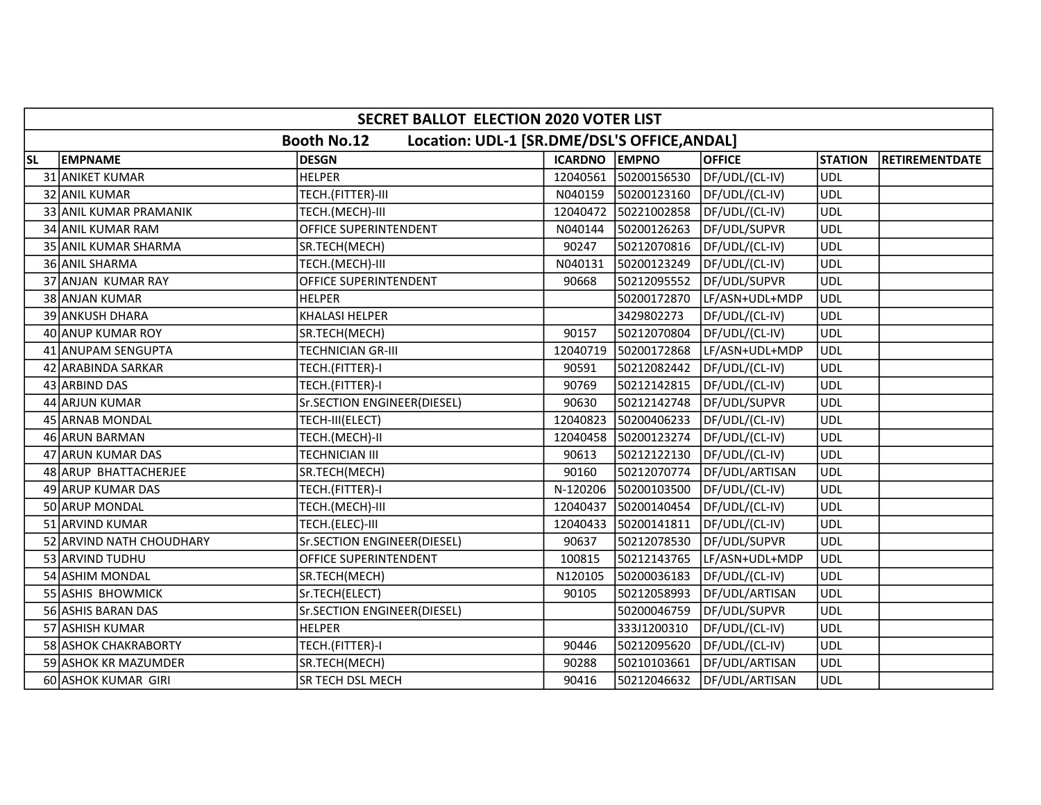| SECRET BALLOT ELECTION 2020 VOTER LIST | | | | | | | |
|---|---|---|---|---|---|---|---|
| **Booth No.12 Location: UDL-1 [SR.DME/DSL'S OFFICE,ANDAL]** | | | | | | | |
| **SL** | **EMPNAME** | **DESGN** | **ICARDNO** | **EMPNO** | **OFFICE** | **STATION** | **RETIREMENTDATE** |
| 31 | ANIKET KUMAR | HELPER | 12040561 | 50200156530 | DF/UDL/(CL-IV) | UDL | |
| 32 | ANIL KUMAR | TECH.(FITTER)-III | N040159 | 50200123160 | DF/UDL/(CL-IV) | UDL | |
| 33 | ANIL KUMAR PRAMANIK | TECH.(MECH)-III | 12040472 | 50221002858 | DF/UDL/(CL-IV) | UDL | |
| 34 | ANIL KUMAR RAM | OFFICE SUPERINTENDENT | N040144 | 50200126263 | DF/UDL/SUPVR | UDL | |
| 35 | ANIL KUMAR SHARMA | SR.TECH(MECH) | 90247 | 50212070816 | DF/UDL/(CL-IV) | UDL | |
| 36 | ANIL SHARMA | TECH.(MECH)-III | N040131 | 50200123249 | DF/UDL/(CL-IV) | UDL | |
| 37 | ANJAN KUMAR RAY | OFFICE SUPERINTENDENT | 90668 | 50212095552 | DF/UDL/SUPVR | UDL | |
| 38 | ANJAN KUMAR | HELPER | | 50200172870 | LF/ASN+UDL+MDP | UDL | |
| 39 | ANKUSH DHARA | KHALASI HELPER | | 3429802273 | DF/UDL/(CL-IV) | UDL | |
| 40 | ANUP KUMAR ROY | SR.TECH(MECH) | 90157 | 50212070804 | DF/UDL/(CL-IV) | UDL | |
| 41 | ANUPAM SENGUPTA | TECHNICIAN GR-III | 12040719 | 50200172868 | LF/ASN+UDL+MDP | UDL | |
| 42 | ARABINDA SARKAR | TECH.(FITTER)-I | 90591 | 50212082442 | DF/UDL/(CL-IV) | UDL | |
| 43 | ARBIND DAS | TECH.(FITTER)-I | 90769 | 50212142815 | DF/UDL/(CL-IV) | UDL | |
| 44 | ARJUN KUMAR | Sr.SECTION ENGINEER(DIESEL) | 90630 | 50212142748 | DF/UDL/SUPVR | UDL | |
| 45 | ARNAB MONDAL | TECH-III(ELECT) | 12040823 | 50200406233 | DF/UDL/(CL-IV) | UDL | |
| 46 | ARUN BARMAN | TECH.(MECH)-II | 12040458 | 50200123274 | DF/UDL/(CL-IV) | UDL | |
| 47 | ARUN KUMAR DAS | TECHNICIAN III | 90613 | 50212122130 | DF/UDL/(CL-IV) | UDL | |
| 48 | ARUP BHATTACHERJEE | SR.TECH(MECH) | 90160 | 50212070774 | DF/UDL/ARTISAN | UDL | |
| 49 | ARUP KUMAR DAS | TECH.(FITTER)-I | N-120206 | 50200103500 | DF/UDL/(CL-IV) | UDL | |
| 50 | ARUP MONDAL | TECH.(MECH)-III | 12040437 | 50200140454 | DF/UDL/(CL-IV) | UDL | |
| 51 | ARVIND KUMAR | TECH.(ELEC)-III | 12040433 | 50200141811 | DF/UDL/(CL-IV) | UDL | |
| 52 | ARVIND NATH CHOUDHARY | Sr.SECTION ENGINEER(DIESEL) | 90637 | 50212078530 | DF/UDL/SUPVR | UDL | |
| 53 | ARVIND TUDHU | OFFICE SUPERINTENDENT | 100815 | 50212143765 | LF/ASN+UDL+MDP | UDL | |
| 54 | ASHIM MONDAL | SR.TECH(MECH) | N120105 | 50200036183 | DF/UDL/(CL-IV) | UDL | |
| 55 | ASHIS BHOWMICK | Sr.TECH(ELECT) | 90105 | 50212058993 | DF/UDL/ARTISAN | UDL | |
| 56 | ASHIS BARAN DAS | Sr.SECTION ENGINEER(DIESEL) | | 50200046759 | DF/UDL/SUPVR | UDL | |
| 57 | ASHISH KUMAR | HELPER | | 333J1200310 | DF/UDL/(CL-IV) | UDL | |
| 58 | ASHOK CHAKRABORTY | TECH.(FITTER)-I | 90446 | 50212095620 | DF/UDL/(CL-IV) | UDL | |
| 59 | ASHOK KR MAZUMDER | SR.TECH(MECH) | 90288 | 50210103661 | DF/UDL/ARTISAN | UDL | |
| 60 | ASHOK KUMAR GIRI | SR TECH DSL MECH | 90416 | 50212046632 | DF/UDL/ARTISAN | UDL | |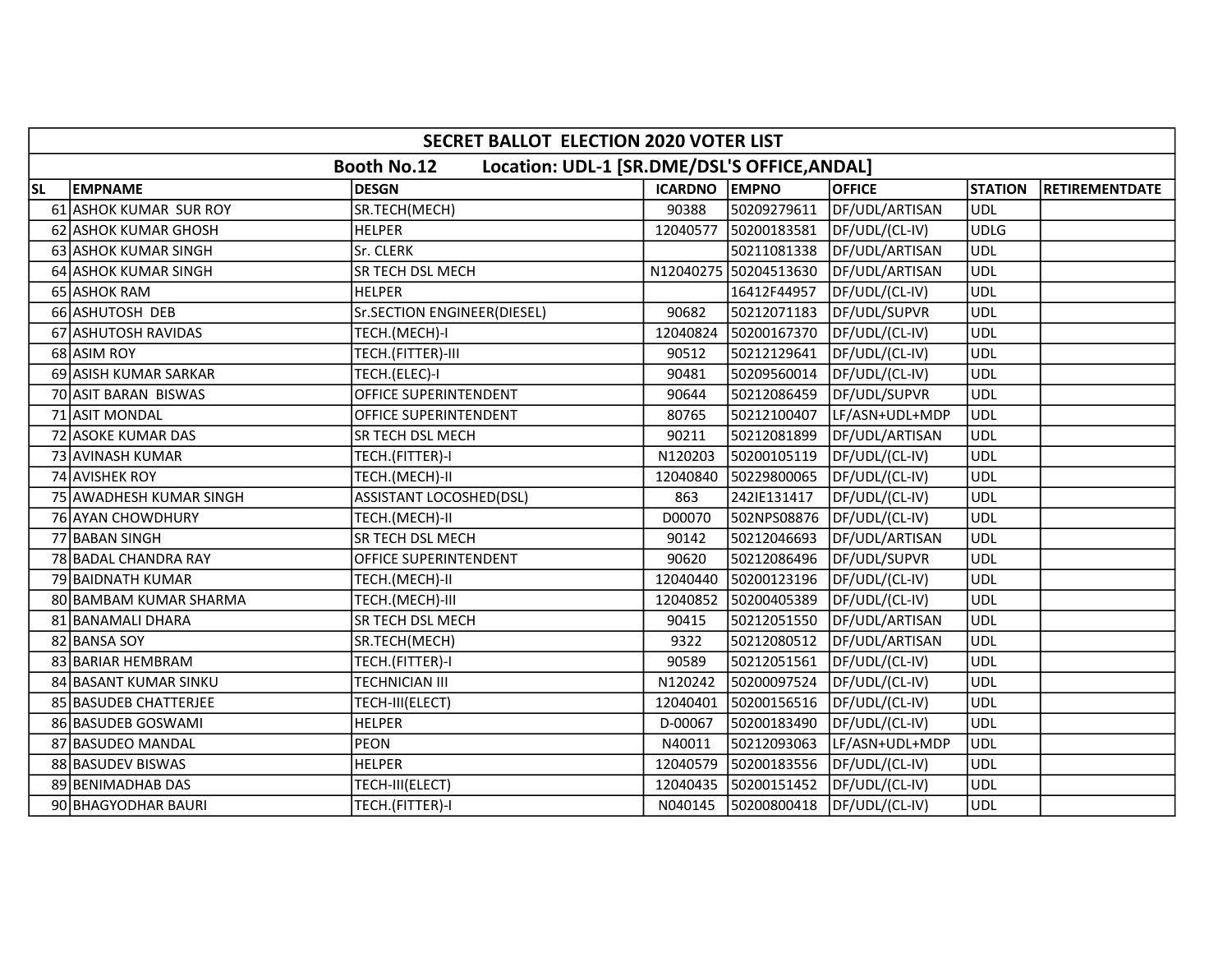| SECRET BALLOT ELECTION 2020 VOTER LIST | | | | | | | |
|---|---|---|---|---|---|---|---|
| Booth No.12 Location: UDL-1 [SR.DME/DSL'S OFFICE,ANDAL] | | | | | | | |
| SL | EMPNAME | DESGN | ICARDNO | EMPNO | OFFICE | STATION | RETIREMENTDATE |
| 61 | ASHOK KUMAR SUR ROY | SR.TECH(MECH) | 90388 | 50209279611 | DF/UDL/ARTISAN | UDL | |
| 62 | ASHOK KUMAR GHOSH | HELPER | 12040577 | 50200183581 | DF/UDL/(CL-IV) | UDLG | |
| 63 | ASHOK KUMAR SINGH | Sr. CLERK | | 50211081338 | DF/UDL/ARTISAN | UDL | |
| 64 | ASHOK KUMAR SINGH | SR TECH DSL MECH | N12040275 | 50204513630 | DF/UDL/ARTISAN | UDL | |
| 65 | ASHOK RAM | HELPER | | 16412F44957 | DF/UDL/(CL-IV) | UDL | |
| 66 | ASHUTOSH DEB | Sr.SECTION ENGINEER(DIESEL) | 90682 | 50212071183 | DF/UDL/SUPVR | UDL | |
| 67 | ASHUTOSH RAVIDAS | TECH.(MECH)-I | 12040824 | 50200167370 | DF/UDL/(CL-IV) | UDL | |
| 68 | ASIM ROY | TECH.(FITTER)-III | 90512 | 50212129641 | DF/UDL/(CL-IV) | UDL | |
| 69 | ASISH KUMAR SARKAR | TECH.(ELEC)-I | 90481 | 50209560014 | DF/UDL/(CL-IV) | UDL | |
| 70 | ASIT BARAN BISWAS | OFFICE SUPERINTENDENT | 90644 | 50212086459 | DF/UDL/SUPVR | UDL | |
| 71 | ASIT MONDAL | OFFICE SUPERINTENDENT | 80765 | 50212100407 | LF/ASN+UDL+MDP | UDL | |
| 72 | ASOKE KUMAR DAS | SR TECH DSL MECH | 90211 | 50212081899 | DF/UDL/ARTISAN | UDL | |
| 73 | AVINASH KUMAR | TECH.(FITTER)-I | N120203 | 50200105119 | DF/UDL/(CL-IV) | UDL | |
| 74 | AVISHEK ROY | TECH.(MECH)-II | 12040840 | 50229800065 | DF/UDL/(CL-IV) | UDL | |
| 75 | AWADHESH KUMAR SINGH | ASSISTANT LOCOSHED(DSL) | 863 | 242IE131417 | DF/UDL/(CL-IV) | UDL | |
| 76 | AYAN CHOWDHURY | TECH.(MECH)-II | D00070 | 502NPS08876 | DF/UDL/(CL-IV) | UDL | |
| 77 | BABAN SINGH | SR TECH DSL MECH | 90142 | 50212046693 | DF/UDL/ARTISAN | UDL | |
| 78 | BADAL CHANDRA RAY | OFFICE SUPERINTENDENT | 90620 | 50212086496 | DF/UDL/SUPVR | UDL | |
| 79 | BAIDNATH KUMAR | TECH.(MECH)-II | 12040440 | 50200123196 | DF/UDL/(CL-IV) | UDL | |
| 80 | BAMBAM KUMAR SHARMA | TECH.(MECH)-III | 12040852 | 50200405389 | DF/UDL/(CL-IV) | UDL | |
| 81 | BANAMALI DHARA | SR TECH DSL MECH | 90415 | 50212051550 | DF/UDL/ARTISAN | UDL | |
| 82 | BANSA SOY | SR.TECH(MECH) | 9322 | 50212080512 | DF/UDL/ARTISAN | UDL | |
| 83 | BARIAR HEMBRAM | TECH.(FITTER)-I | 90589 | 50212051561 | DF/UDL/(CL-IV) | UDL | |
| 84 | BASANT KUMAR SINKU | TECHNICIAN III | N120242 | 50200097524 | DF/UDL/(CL-IV) | UDL | |
| 85 | BASUDEB CHATTERJEE | TECH-III(ELECT) | 12040401 | 50200156516 | DF/UDL/(CL-IV) | UDL | |
| 86 | BASUDEB GOSWAMI | HELPER | D-00067 | 50200183490 | DF/UDL/(CL-IV) | UDL | |
| 87 | BASUDEO MANDAL | PEON | N40011 | 50212093063 | LF/ASN+UDL+MDP | UDL | |
| 88 | BASUDEV BISWAS | HELPER | 12040579 | 50200183556 | DF/UDL/(CL-IV) | UDL | |
| 89 | BENIMADHAB DAS | TECH-III(ELECT) | 12040435 | 50200151452 | DF/UDL/(CL-IV) | UDL | |
| 90 | BHAGYODHAR BAURI | TECH.(FITTER)-I | N040145 | 50200800418 | DF/UDL/(CL-IV) | UDL | |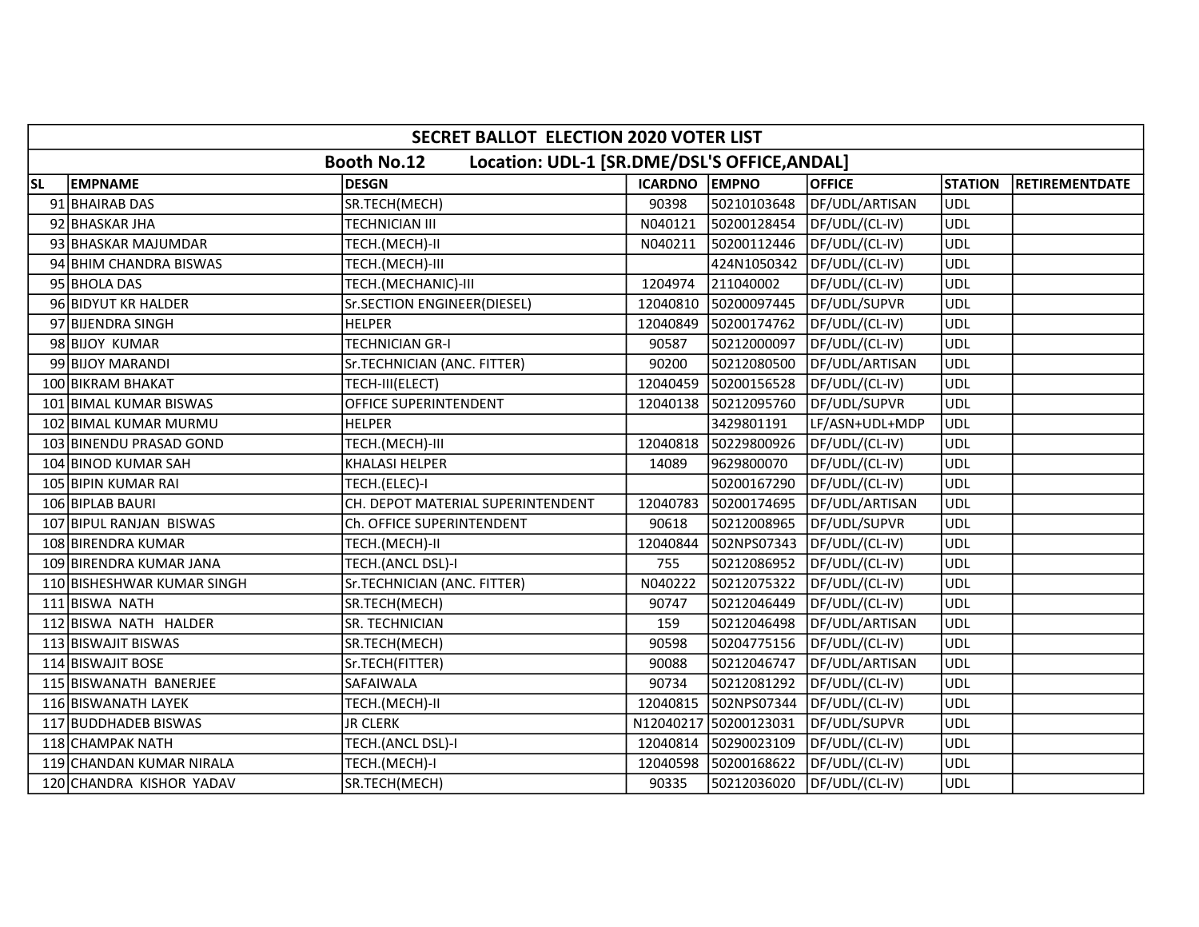# SECRET BALLOT ELECTION 2020 VOTER LIST

## Booth No.12 Location: UDL-1 [SR.DME/DSL'S OFFICE,ANDAL]

| SL | EMPNAME | DESGN | ICARDNO | EMPNO | OFFICE | STATION | RETIREMENTDATE |
|---|---|---|---|---|---|---|---|
| 91 | BHAIRAB DAS | SR.TECH(MECH) | 90398 | 50210103648 | DF/UDL/ARTISAN | UDL | |
| 92 | BHASKAR JHA | TECHNICIAN III | N040121 | 50200128454 | DF/UDL/(CL-IV) | UDL | |
| 93 | BHASKAR MAJUMDAR | TECH.(MECH)-II | N040211 | 50200112446 | DF/UDL/(CL-IV) | UDL | |
| 94 | BHIM CHANDRA BISWAS | TECH.(MECH)-III | | 424N1050342 | DF/UDL/(CL-IV) | UDL | |
| 95 | BHOLA DAS | TECH.(MECHANIC)-III | 1204974 | 211040002 | DF/UDL/(CL-IV) | UDL | |
| 96 | BIDYUT KR HALDER | Sr.SECTION ENGINEER(DIESEL) | 12040810 | 50200097445 | DF/UDL/SUPVR | UDL | |
| 97 | BIJENDRA SINGH | HELPER | 12040849 | 50200174762 | DF/UDL/(CL-IV) | UDL | |
| 98 | BIJOY KUMAR | TECHNICIAN GR-I | 90587 | 50212000097 | DF/UDL/(CL-IV) | UDL | |
| 99 | BIJOY MARANDI | Sr.TECHNICIAN (ANC. FITTER) | 90200 | 50212080500 | DF/UDL/ARTISAN | UDL | |
| 100 | BIKRAM BHAKAT | TECH-III(ELECT) | 12040459 | 50200156528 | DF/UDL/(CL-IV) | UDL | |
| 101 | BIMAL KUMAR BISWAS | OFFICE SUPERINTENDENT | 12040138 | 50212095760 | DF/UDL/SUPVR | UDL | |
| 102 | BIMAL KUMAR MURMU | HELPER | | 3429801191 | LF/ASN+UDL+MDP | UDL | |
| 103 | BINENDU PRASAD GOND | TECH.(MECH)-III | 12040818 | 50229800926 | DF/UDL/(CL-IV) | UDL | |
| 104 | BINOD KUMAR SAH | KHALASI HELPER | 14089 | 9629800070 | DF/UDL/(CL-IV) | UDL | |
| 105 | BIPIN KUMAR RAI | TECH.(ELEC)-I | | 50200167290 | DF/UDL/(CL-IV) | UDL | |
| 106 | BIPLAB BAURI | CH. DEPOT MATERIAL SUPERINTENDENT | 12040783 | 50200174695 | DF/UDL/ARTISAN | UDL | |
| 107 | BIPUL RANJAN BISWAS | Ch. OFFICE SUPERINTENDENT | 90618 | 50212008965 | DF/UDL/SUPVR | UDL | |
| 108 | BIRENDRA KUMAR | TECH.(MECH)-II | 12040844 | 502NPS07343 | DF/UDL/(CL-IV) | UDL | |
| 109 | BIRENDRA KUMAR JANA | TECH.(ANCL DSL)-I | 755 | 50212086952 | DF/UDL/(CL-IV) | UDL | |
| 110 | BISHESHWAR KUMAR SINGH | Sr.TECHNICIAN (ANC. FITTER) | N040222 | 50212075322 | DF/UDL/(CL-IV) | UDL | |
| 111 | BISWA NATH | SR.TECH(MECH) | 90747 | 50212046449 | DF/UDL/(CL-IV) | UDL | |
| 112 | BISWA NATH HALDER | SR. TECHNICIAN | 159 | 50212046498 | DF/UDL/ARTISAN | UDL | |
| 113 | BISWAJIT BISWAS | SR.TECH(MECH) | 90598 | 50204775156 | DF/UDL/(CL-IV) | UDL | |
| 114 | BISWAJIT BOSE | Sr.TECH(FITTER) | 90088 | 50212046747 | DF/UDL/ARTISAN | UDL | |
| 115 | BISWANATH BANERJEE | SAFAIWALA | 90734 | 50212081292 | DF/UDL/(CL-IV) | UDL | |
| 116 | BISWANATH LAYEK | TECH.(MECH)-II | 12040815 | 502NPS07344 | DF/UDL/(CL-IV) | UDL | |
| 117 | BUDDHADEB BISWAS | JR CLERK | N12040217 | 50200123031 | DF/UDL/SUPVR | UDL | |
| 118 | CHAMPAK NATH | TECH.(ANCL DSL)-I | 12040814 | 50290023109 | DF/UDL/(CL-IV) | UDL | |
| 119 | CHANDAN KUMAR NIRALA | TECH.(MECH)-I | 12040598 | 50200168622 | DF/UDL/(CL-IV) | UDL | |
| 120 | CHANDRA KISHOR YADAV | SR.TECH(MECH) | 90335 | 50212036020 | DF/UDL/(CL-IV) | UDL | |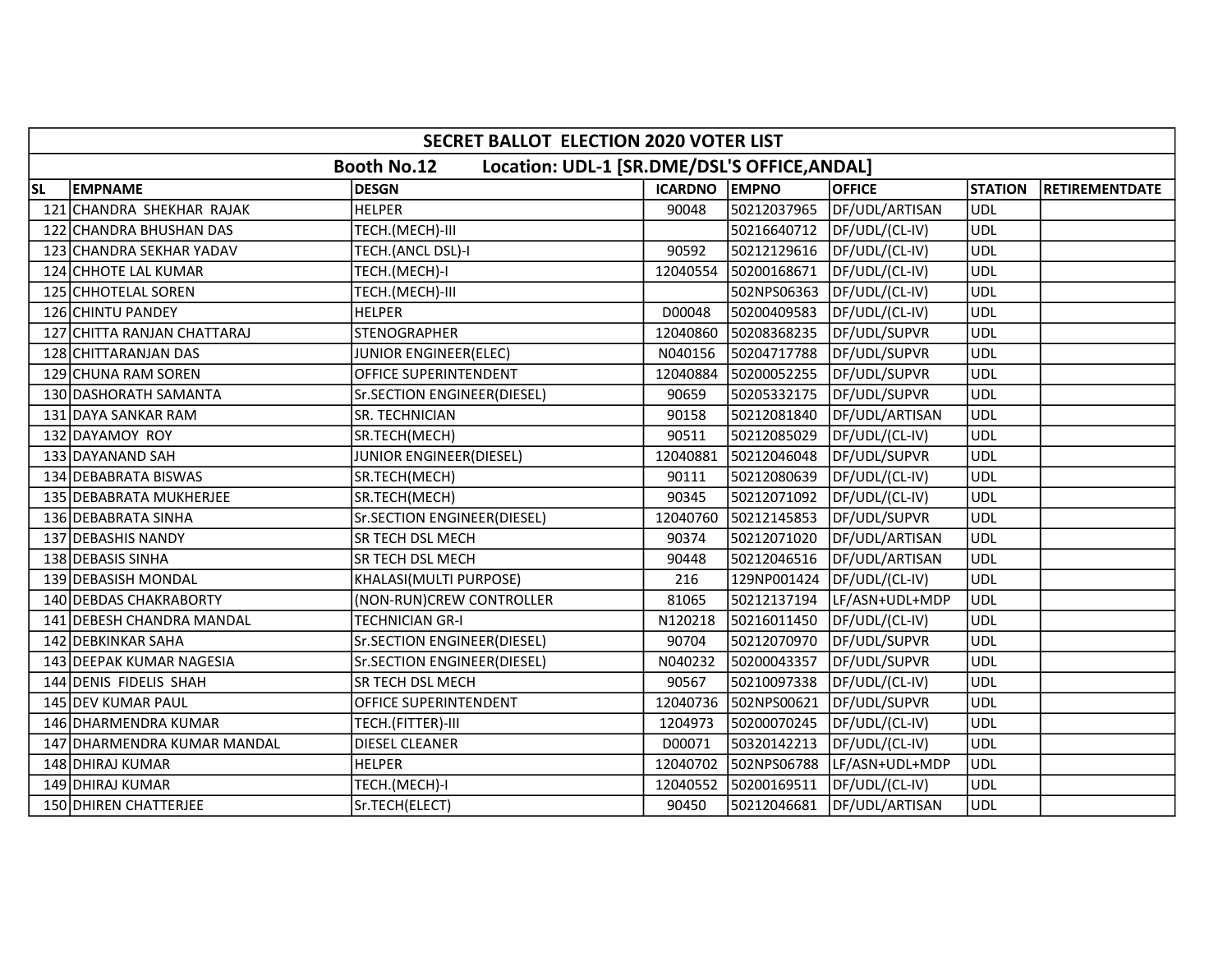| SECRET BALLOT ELECTION 2020 VOTER LIST | | | | | | | |
|---|---|---|---|---|---|---|---|
| Booth No.12 Location: UDL-1 [SR.DME/DSL'S OFFICE,ANDAL] | | | | | | | |
| SL | EMPNAME | DESGN | ICARDNO | EMPNO | OFFICE | STATION | RETIREMENTDATE |
| 121 | CHANDRA SHEKHAR RAJAK | HELPER | 90048 | 50212037965 | DF/UDL/ARTISAN | UDL | |
| 122 | CHANDRA BHUSHAN DAS | TECH.(MECH)-III | | 50216640712 | DF/UDL/(CL-IV) | UDL | |
| 123 | CHANDRA SEKHAR YADAV | TECH.(ANCL DSL)-I | 90592 | 50212129616 | DF/UDL/(CL-IV) | UDL | |
| 124 | CHHOTE LAL KUMAR | TECH.(MECH)-I | 12040554 | 50200168671 | DF/UDL/(CL-IV) | UDL | |
| 125 | CHHOTELAL SOREN | TECH.(MECH)-III | | 502NPS06363 | DF/UDL/(CL-IV) | UDL | |
| 126 | CHINTU PANDEY | HELPER | D00048 | 50200409583 | DF/UDL/(CL-IV) | UDL | |
| 127 | CHITTA RANJAN CHATTARAJ | STENOGRAPHER | 12040860 | 50208368235 | DF/UDL/SUPVR | UDL | |
| 128 | CHITTARANJAN DAS | JUNIOR ENGINEER(ELEC) | N040156 | 50204717788 | DF/UDL/SUPVR | UDL | |
| 129 | CHUNA RAM SOREN | OFFICE SUPERINTENDENT | 12040884 | 50200052255 | DF/UDL/SUPVR | UDL | |
| 130 | DASHORATH SAMANTA | Sr.SECTION ENGINEER(DIESEL) | 90659 | 50205332175 | DF/UDL/SUPVR | UDL | |
| 131 | DAYA SANKAR RAM | SR. TECHNICIAN | 90158 | 50212081840 | DF/UDL/ARTISAN | UDL | |
| 132 | DAYAMOY ROY | SR.TECH(MECH) | 90511 | 50212085029 | DF/UDL/(CL-IV) | UDL | |
| 133 | DAYANAND SAH | JUNIOR ENGINEER(DIESEL) | 12040881 | 50212046048 | DF/UDL/SUPVR | UDL | |
| 134 | DEBABRATA BISWAS | SR.TECH(MECH) | 90111 | 50212080639 | DF/UDL/(CL-IV) | UDL | |
| 135 | DEBABRATA MUKHERJEE | SR.TECH(MECH) | 90345 | 50212071092 | DF/UDL/(CL-IV) | UDL | |
| 136 | DEBABRATA SINHA | Sr.SECTION ENGINEER(DIESEL) | 12040760 | 50212145853 | DF/UDL/SUPVR | UDL | |
| 137 | DEBASHIS NANDY | SR TECH DSL MECH | 90374 | 50212071020 | DF/UDL/ARTISAN | UDL | |
| 138 | DEBASIS SINHA | SR TECH DSL MECH | 90448 | 50212046516 | DF/UDL/ARTISAN | UDL | |
| 139 | DEBASISH MONDAL | KHALASI(MULTI PURPOSE) | 216 | 129NP001424 | DF/UDL/(CL-IV) | UDL | |
| 140 | DEBDAS CHAKRABORTY | (NON-RUN)CREW CONTROLLER | 81065 | 50212137194 | LF/ASN+UDL+MDP | UDL | |
| 141 | DEBESH CHANDRA MANDAL | TECHNICIAN GR-I | N120218 | 50216011450 | DF/UDL/(CL-IV) | UDL | |
| 142 | DEBKINKAR SAHA | Sr.SECTION ENGINEER(DIESEL) | 90704 | 50212070970 | DF/UDL/SUPVR | UDL | |
| 143 | DEEPAK KUMAR NAGESIA | Sr.SECTION ENGINEER(DIESEL) | N040232 | 50200043357 | DF/UDL/SUPVR | UDL | |
| 144 | DENIS FIDELIS SHAH | SR TECH DSL MECH | 90567 | 50210097338 | DF/UDL/(CL-IV) | UDL | |
| 145 | DEV KUMAR PAUL | OFFICE SUPERINTENDENT | 12040736 | 502NPS00621 | DF/UDL/SUPVR | UDL | |
| 146 | DHARMENDRA KUMAR | TECH.(FITTER)-III | 1204973 | 50200070245 | DF/UDL/(CL-IV) | UDL | |
| 147 | DHARMENDRA KUMAR MANDAL | DIESEL CLEANER | D00071 | 50320142213 | DF/UDL/(CL-IV) | UDL | |
| 148 | DHIRAJ KUMAR | HELPER | 12040702 | 502NPS06788 | LF/ASN+UDL+MDP | UDL | |
| 149 | DHIRAJ KUMAR | TECH.(MECH)-I | 12040552 | 50200169511 | DF/UDL/(CL-IV) | UDL | |
| 150 | DHIREN CHATTERJEE | Sr.TECH(ELECT) | 90450 | 50212046681 | DF/UDL/ARTISAN | UDL | |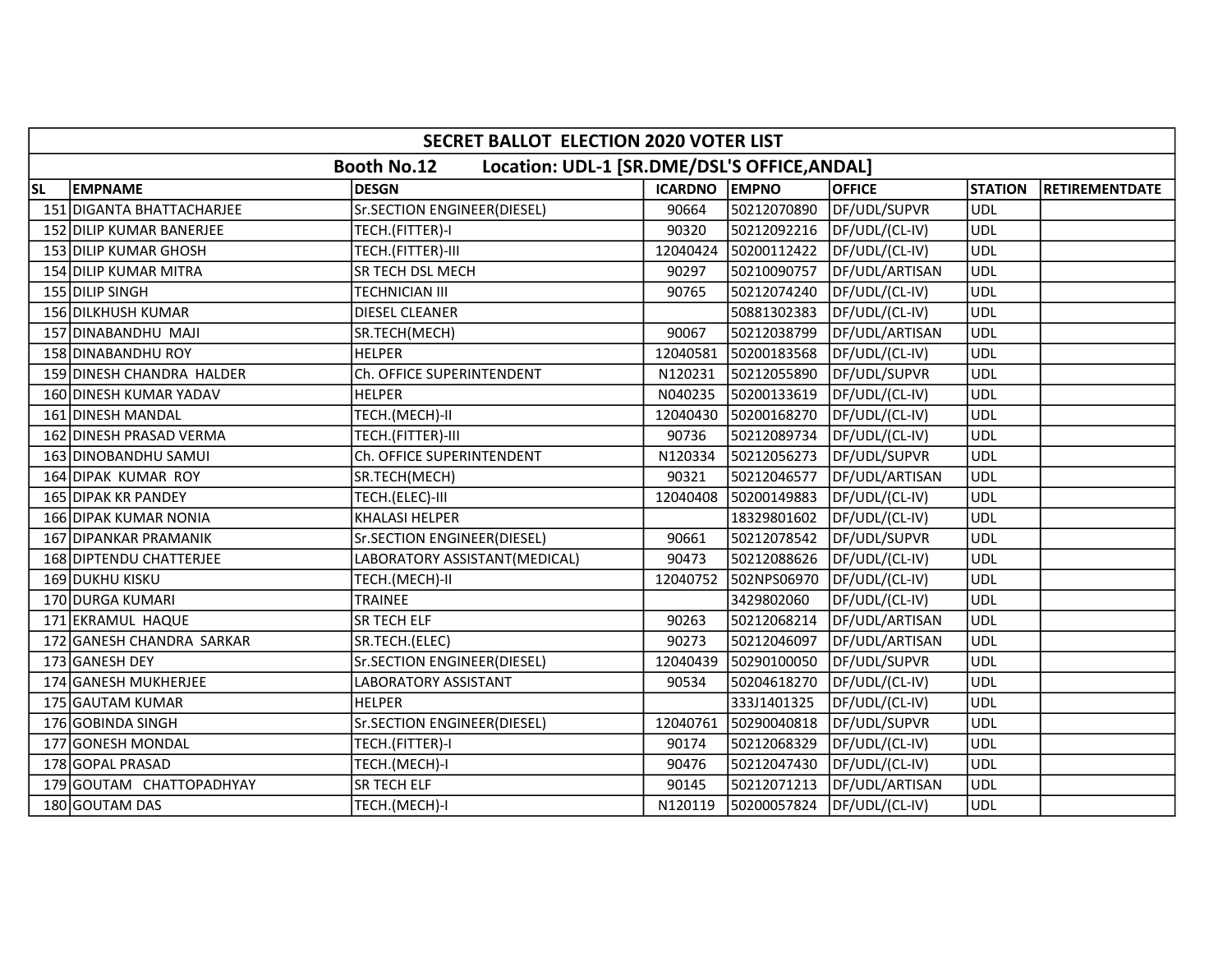| SECRET BALLOT ELECTION 2020 VOTER LIST | | | | | | | |
|---|---|---|---|---|---|---|---|
| Booth No.12 Location: UDL-1 [SR.DME/DSL'S OFFICE,ANDAL] | | | | | | | |
| SL | EMPNAME | DESGN | ICARDNO | EMPNO | OFFICE | STATION | RETIREMENTDATE |
| 151 | DIGANTA BHATTACHARJEE | Sr.SECTION ENGINEER(DIESEL) | 90664 | 50212070890 | DF/UDL/SUPVR | UDL | |
| 152 | DILIP KUMAR BANERJEE | TECH.(FITTER)-I | 90320 | 50212092216 | DF/UDL/(CL-IV) | UDL | |
| 153 | DILIP KUMAR GHOSH | TECH.(FITTER)-III | 12040424 | 50200112422 | DF/UDL/(CL-IV) | UDL | |
| 154 | DILIP KUMAR MITRA | SR TECH DSL MECH | 90297 | 50210090757 | DF/UDL/ARTISAN | UDL | |
| 155 | DILIP SINGH | TECHNICIAN III | 90765 | 50212074240 | DF/UDL/(CL-IV) | UDL | |
| 156 | DILKHUSH KUMAR | DIESEL CLEANER | | 50881302383 | DF/UDL/(CL-IV) | UDL | |
| 157 | DINABANDHU MAJI | SR.TECH(MECH) | 90067 | 50212038799 | DF/UDL/ARTISAN | UDL | |
| 158 | DINABANDHU ROY | HELPER | 12040581 | 50200183568 | DF/UDL/(CL-IV) | UDL | |
| 159 | DINESH CHANDRA HALDER | Ch. OFFICE SUPERINTENDENT | N120231 | 50212055890 | DF/UDL/SUPVR | UDL | |
| 160 | DINESH KUMAR YADAV | HELPER | N040235 | 50200133619 | DF/UDL/(CL-IV) | UDL | |
| 161 | DINESH MANDAL | TECH.(MECH)-II | 12040430 | 50200168270 | DF/UDL/(CL-IV) | UDL | |
| 162 | DINESH PRASAD VERMA | TECH.(FITTER)-III | 90736 | 50212089734 | DF/UDL/(CL-IV) | UDL | |
| 163 | DINOBANDHU SAMUI | Ch. OFFICE SUPERINTENDENT | N120334 | 50212056273 | DF/UDL/SUPVR | UDL | |
| 164 | DIPAK KUMAR ROY | SR.TECH(MECH) | 90321 | 50212046577 | DF/UDL/ARTISAN | UDL | |
| 165 | DIPAK KR PANDEY | TECH.(ELEC)-III | 12040408 | 50200149883 | DF/UDL/(CL-IV) | UDL | |
| 166 | DIPAK KUMAR NONIA | KHALASI HELPER | | 18329801602 | DF/UDL/(CL-IV) | UDL | |
| 167 | DIPANKAR PRAMANIK | Sr.SECTION ENGINEER(DIESEL) | 90661 | 50212078542 | DF/UDL/SUPVR | UDL | |
| 168 | DIPTENDU CHATTERJEE | LABORATORY ASSISTANT(MEDICAL) | 90473 | 50212088626 | DF/UDL/(CL-IV) | UDL | |
| 169 | DUKHU KISKU | TECH.(MECH)-II | 12040752 | 502NPS06970 | DF/UDL/(CL-IV) | UDL | |
| 170 | DURGA KUMARI | TRAINEE | | 3429802060 | DF/UDL/(CL-IV) | UDL | |
| 171 | EKRAMUL HAQUE | SR TECH ELF | 90263 | 50212068214 | DF/UDL/ARTISAN | UDL | |
| 172 | GANESH CHANDRA SARKAR | SR.TECH.(ELEC) | 90273 | 50212046097 | DF/UDL/ARTISAN | UDL | |
| 173 | GANESH DEY | Sr.SECTION ENGINEER(DIESEL) | 12040439 | 50290100050 | DF/UDL/SUPVR | UDL | |
| 174 | GANESH MUKHERJEE | LABORATORY ASSISTANT | 90534 | 50204618270 | DF/UDL/(CL-IV) | UDL | |
| 175 | GAUTAM KUMAR | HELPER | | 333J1401325 | DF/UDL/(CL-IV) | UDL | |
| 176 | GOBINDA SINGH | Sr.SECTION ENGINEER(DIESEL) | 12040761 | 50290040818 | DF/UDL/SUPVR | UDL | |
| 177 | GONESH MONDAL | TECH.(FITTER)-I | 90174 | 50212068329 | DF/UDL/(CL-IV) | UDL | |
| 178 | GOPAL PRASAD | TECH.(MECH)-I | 90476 | 50212047430 | DF/UDL/(CL-IV) | UDL | |
| 179 | GOUTAM CHATTOPADHYAY | SR TECH ELF | 90145 | 50212071213 | DF/UDL/ARTISAN | UDL | |
| 180 | GOUTAM DAS | TECH.(MECH)-I | N120119 | 50200057824 | DF/UDL/(CL-IV) | UDL | |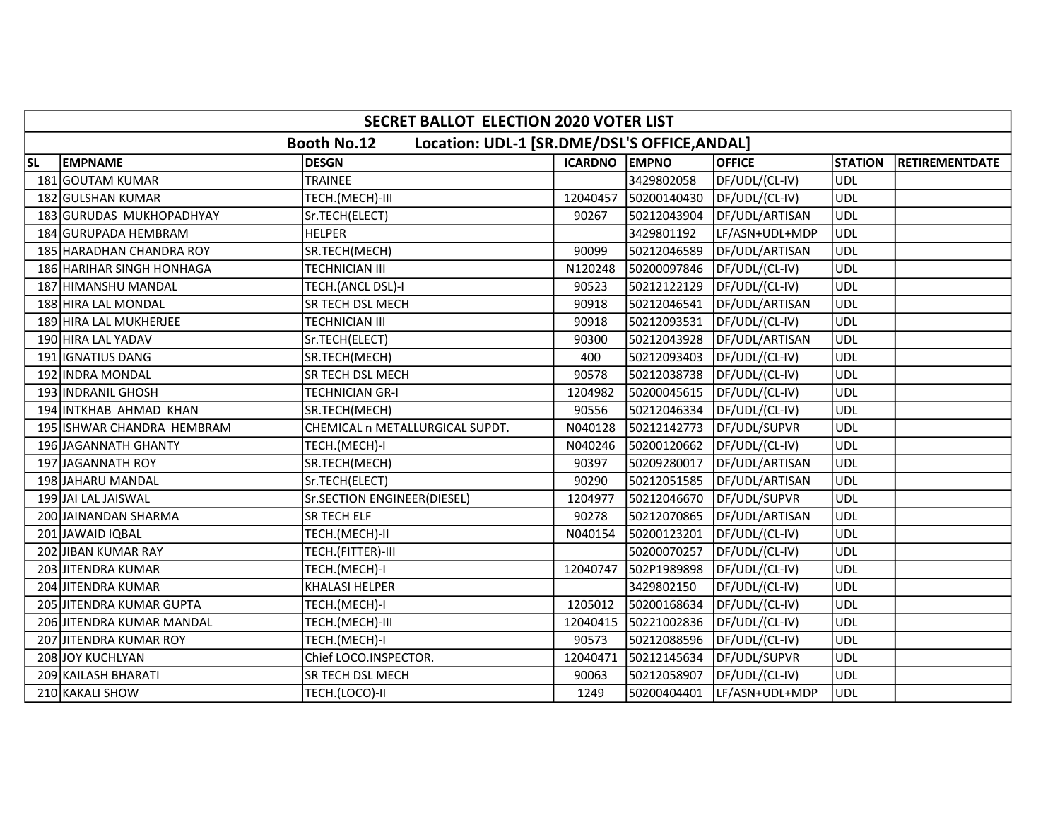| SECRET BALLOT ELECTION 2020 VOTER LIST | | | | | | | |
|---|---|---|---|---|---|---|---|
| Booth No.12 Location: UDL-1 [SR.DME/DSL'S OFFICE,ANDAL] | | | | | | | |
| SL | EMPNAME | DESGN | ICARDNO | EMPNO | OFFICE | STATION | RETIREMENTDATE |
| 181 | GOUTAM KUMAR | TRAINEE | | 3429802058 | DF/UDL/(CL-IV) | UDL | |
| 182 | GULSHAN KUMAR | TECH.(MECH)-III | 12040457 | 50200140430 | DF/UDL/(CL-IV) | UDL | |
| 183 | GURUDAS MUKHOPADHYAY | Sr.TECH(ELECT) | 90267 | 50212043904 | DF/UDL/ARTISAN | UDL | |
| 184 | GURUPADA HEMBRAM | HELPER | | 3429801192 | LF/ASN+UDL+MDP | UDL | |
| 185 | HARADHAN CHANDRA ROY | SR.TECH(MECH) | 90099 | 50212046589 | DF/UDL/ARTISAN | UDL | |
| 186 | HARIHAR SINGH HONHAGA | TECHNICIAN III | N120248 | 50200097846 | DF/UDL/(CL-IV) | UDL | |
| 187 | HIMANSHU MANDAL | TECH.(ANCL DSL)-I | 90523 | 50212122129 | DF/UDL/(CL-IV) | UDL | |
| 188 | HIRA LAL MONDAL | SR TECH DSL MECH | 90918 | 50212046541 | DF/UDL/ARTISAN | UDL | |
| 189 | HIRA LAL MUKHERJEE | TECHNICIAN III | 90918 | 50212093531 | DF/UDL/(CL-IV) | UDL | |
| 190 | HIRA LAL YADAV | Sr.TECH(ELECT) | 90300 | 50212043928 | DF/UDL/ARTISAN | UDL | |
| 191 | IGNATIUS DANG | SR.TECH(MECH) | 400 | 50212093403 | DF/UDL/(CL-IV) | UDL | |
| 192 | INDRA MONDAL | SR TECH DSL MECH | 90578 | 50212038738 | DF/UDL/(CL-IV) | UDL | |
| 193 | INDRANIL GHOSH | TECHNICIAN GR-I | 1204982 | 50200045615 | DF/UDL/(CL-IV) | UDL | |
| 194 | INTKHAB AHMAD KHAN | SR.TECH(MECH) | 90556 | 50212046334 | DF/UDL/(CL-IV) | UDL | |
| 195 | ISHWAR CHANDRA HEMBRAM | CHEMICAL n METALLURGICAL SUPDT. | N040128 | 50212142773 | DF/UDL/SUPVR | UDL | |
| 196 | JAGANNATH GHANTY | TECH.(MECH)-I | N040246 | 50200120662 | DF/UDL/(CL-IV) | UDL | |
| 197 | JAGANNATH ROY | SR.TECH(MECH) | 90397 | 50209280017 | DF/UDL/ARTISAN | UDL | |
| 198 | JAHARU MANDAL | Sr.TECH(ELECT) | 90290 | 50212051585 | DF/UDL/ARTISAN | UDL | |
| 199 | JAI LAL JAISWAL | Sr.SECTION ENGINEER(DIESEL) | 1204977 | 50212046670 | DF/UDL/SUPVR | UDL | |
| 200 | JAINANDAN SHARMA | SR TECH ELF | 90278 | 50212070865 | DF/UDL/ARTISAN | UDL | |
| 201 | JAWAID IQBAL | TECH.(MECH)-II | N040154 | 50200123201 | DF/UDL/(CL-IV) | UDL | |
| 202 | JIBAN KUMAR RAY | TECH.(FITTER)-III | | 50200070257 | DF/UDL/(CL-IV) | UDL | |
| 203 | JITENDRA KUMAR | TECH.(MECH)-I | 12040747 | 502P1989898 | DF/UDL/(CL-IV) | UDL | |
| 204 | JITENDRA KUMAR | KHALASI HELPER | | 3429802150 | DF/UDL/(CL-IV) | UDL | |
| 205 | JITENDRA KUMAR GUPTA | TECH.(MECH)-I | 1205012 | 50200168634 | DF/UDL/(CL-IV) | UDL | |
| 206 | JITENDRA KUMAR MANDAL | TECH.(MECH)-III | 12040415 | 50221002836 | DF/UDL/(CL-IV) | UDL | |
| 207 | JITENDRA KUMAR ROY | TECH.(MECH)-I | 90573 | 50212088596 | DF/UDL/(CL-IV) | UDL | |
| 208 | JOY KUCHLYAN | Chief LOCO.INSPECTOR. | 12040471 | 50212145634 | DF/UDL/SUPVR | UDL | |
| 209 | KAILASH BHARATI | SR TECH DSL MECH | 90063 | 50212058907 | DF/UDL/(CL-IV) | UDL | |
| 210 | KAKALI SHOW | TECH.(LOCO)-II | 1249 | 50200404401 | LF/ASN+UDL+MDP | UDL | |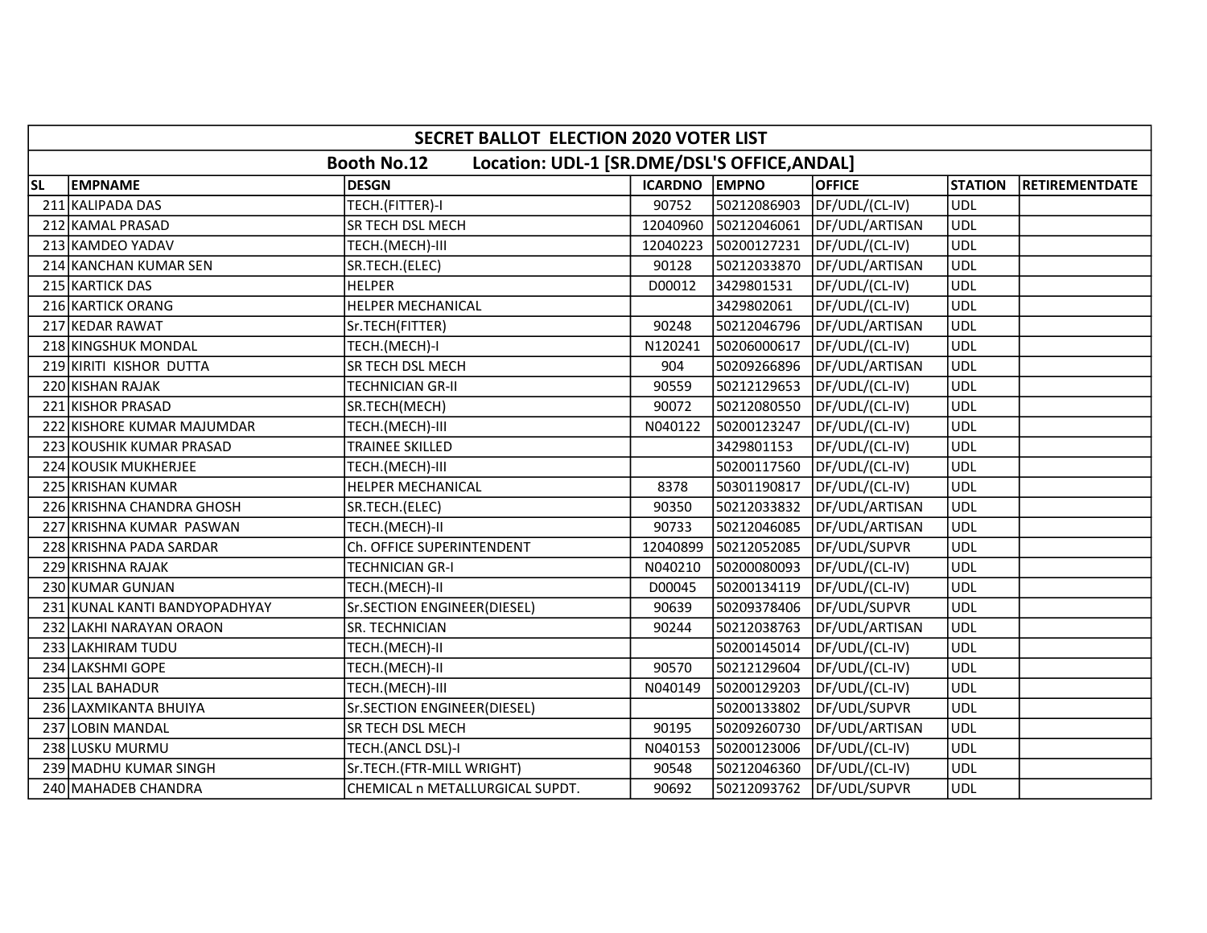| SECRET BALLOT ELECTION 2020 VOTER LIST | | | | | | | |
|---|---|---|---|---|---|---|---|
| Booth No.12 Location: UDL-1 [SR.DME/DSL'S OFFICE,ANDAL] | | | | | | | |
| SL | EMPNAME | DESGN | ICARDNO | EMPNO | OFFICE | STATION | RETIREMENTDATE |
| 211 | KALIPADA DAS | TECH.(FITTER)-I | 90752 | 50212086903 | DF/UDL/(CL-IV) | UDL | |
| 212 | KAMAL PRASAD | SR TECH DSL MECH | 12040960 | 50212046061 | DF/UDL/ARTISAN | UDL | |
| 213 | KAMDEO YADAV | TECH.(MECH)-III | 12040223 | 50200127231 | DF/UDL/(CL-IV) | UDL | |
| 214 | KANCHAN KUMAR SEN | SR.TECH.(ELEC) | 90128 | 50212033870 | DF/UDL/ARTISAN | UDL | |
| 215 | KARTICK DAS | HELPER | D00012 | 3429801531 | DF/UDL/(CL-IV) | UDL | |
| 216 | KARTICK ORANG | HELPER MECHANICAL | | 3429802061 | DF/UDL/(CL-IV) | UDL | |
| 217 | KEDAR RAWAT | Sr.TECH(FITTER) | 90248 | 50212046796 | DF/UDL/ARTISAN | UDL | |
| 218 | KINGSHUK MONDAL | TECH.(MECH)-I | N120241 | 50206000617 | DF/UDL/(CL-IV) | UDL | |
| 219 | KIRITI KISHOR DUTTA | SR TECH DSL MECH | 904 | 50209266896 | DF/UDL/ARTISAN | UDL | |
| 220 | KISHAN RAJAK | TECHNICIAN GR-II | 90559 | 50212129653 | DF/UDL/(CL-IV) | UDL | |
| 221 | KISHOR PRASAD | SR.TECH(MECH) | 90072 | 50212080550 | DF/UDL/(CL-IV) | UDL | |
| 222 | KISHORE KUMAR MAJUMDAR | TECH.(MECH)-III | N040122 | 50200123247 | DF/UDL/(CL-IV) | UDL | |
| 223 | KOUSHIK KUMAR PRASAD | TRAINEE SKILLED | | 3429801153 | DF/UDL/(CL-IV) | UDL | |
| 224 | KOUSIK MUKHERJEE | TECH.(MECH)-III | | 50200117560 | DF/UDL/(CL-IV) | UDL | |
| 225 | KRISHAN KUMAR | HELPER MECHANICAL | 8378 | 50301190817 | DF/UDL/(CL-IV) | UDL | |
| 226 | KRISHNA CHANDRA GHOSH | SR.TECH.(ELEC) | 90350 | 50212033832 | DF/UDL/ARTISAN | UDL | |
| 227 | KRISHNA KUMAR PASWAN | TECH.(MECH)-II | 90733 | 50212046085 | DF/UDL/ARTISAN | UDL | |
| 228 | KRISHNA PADA SARDAR | Ch. OFFICE SUPERINTENDENT | 12040899 | 50212052085 | DF/UDL/SUPVR | UDL | |
| 229 | KRISHNA RAJAK | TECHNICIAN GR-I | N040210 | 50200080093 | DF/UDL/(CL-IV) | UDL | |
| 230 | KUMAR GUNJAN | TECH.(MECH)-II | D00045 | 50200134119 | DF/UDL/(CL-IV) | UDL | |
| 231 | KUNAL KANTI BANDYOPADHYAY | Sr.SECTION ENGINEER(DIESEL) | 90639 | 50209378406 | DF/UDL/SUPVR | UDL | |
| 232 | LAKHI NARAYAN ORAON | SR. TECHNICIAN | 90244 | 50212038763 | DF/UDL/ARTISAN | UDL | |
| 233 | LAKHIRAM TUDU | TECH.(MECH)-II | | 50200145014 | DF/UDL/(CL-IV) | UDL | |
| 234 | LAKSHMI GOPE | TECH.(MECH)-II | 90570 | 50212129604 | DF/UDL/(CL-IV) | UDL | |
| 235 | LAL BAHADUR | TECH.(MECH)-III | N040149 | 50200129203 | DF/UDL/(CL-IV) | UDL | |
| 236 | LAXMIKANTA BHUIYA | Sr.SECTION ENGINEER(DIESEL) | | 50200133802 | DF/UDL/SUPVR | UDL | |
| 237 | LOBIN MANDAL | SR TECH DSL MECH | 90195 | 50209260730 | DF/UDL/ARTISAN | UDL | |
| 238 | LUSKU MURMU | TECH.(ANCL DSL)-I | N040153 | 50200123006 | DF/UDL/(CL-IV) | UDL | |
| 239 | MADHU KUMAR SINGH | Sr.TECH.(FTR-MILL WRIGHT) | 90548 | 50212046360 | DF/UDL/(CL-IV) | UDL | |
| 240 | MAHADEB CHANDRA | CHEMICAL n METALLURGICAL SUPDT. | 90692 | 50212093762 | DF/UDL/SUPVR | UDL | |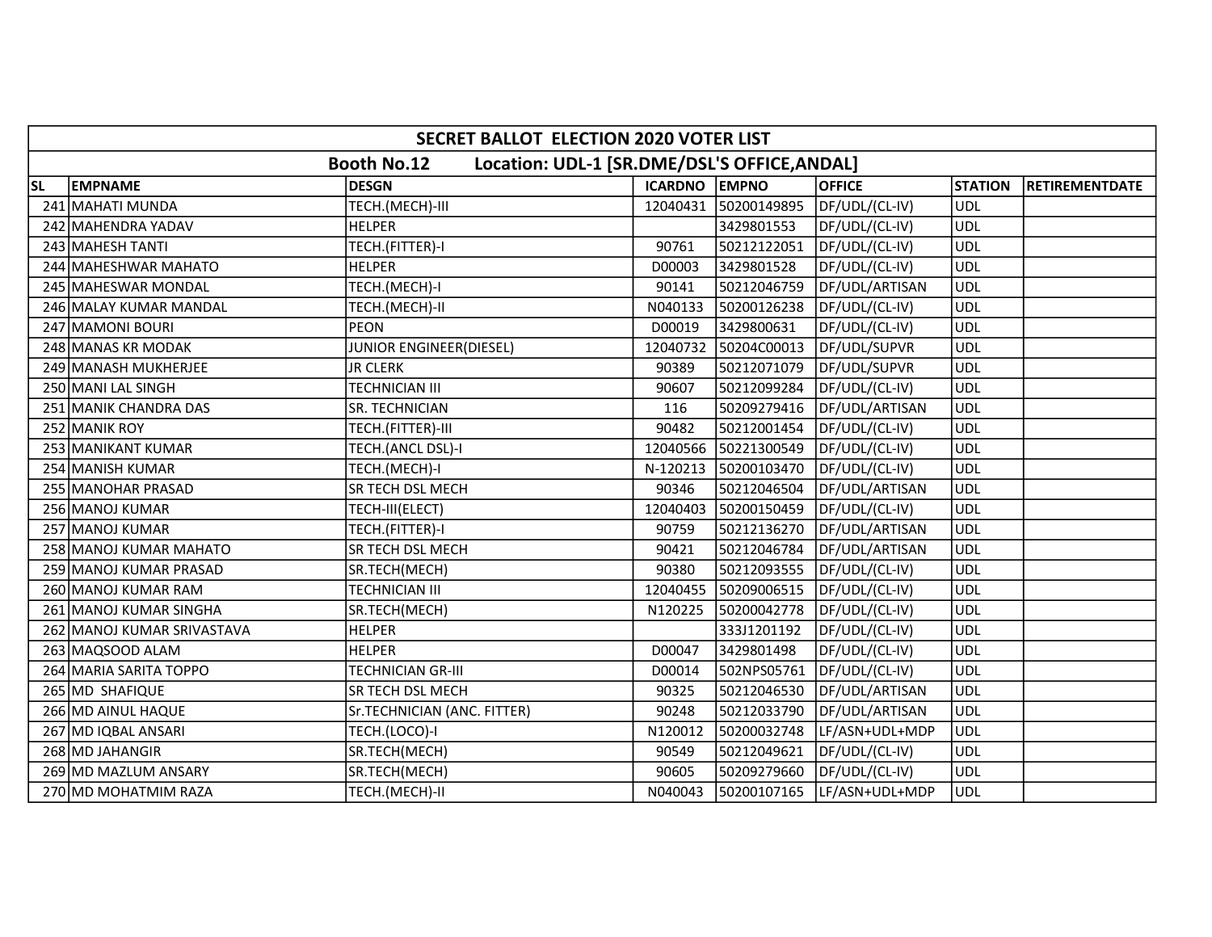| SECRET BALLOT ELECTION 2020 VOTER LIST | | | | | | | |
|---|---|---|---|---|---|---|---|
| Booth No.12 Location: UDL-1 [SR.DME/DSL'S OFFICE,ANDAL] | | | | | | | |
| SL | EMPNAME | DESGN | ICARDNO | EMPNO | OFFICE | STATION | RETIREMENTDATE |
| 241 | MAHATI MUNDA | TECH.(MECH)-III | 12040431 | 50200149895 | DF/UDL/(CL-IV) | UDL | |
| 242 | MAHENDRA YADAV | HELPER | | 3429801553 | DF/UDL/(CL-IV) | UDL | |
| 243 | MAHESH TANTI | TECH.(FITTER)-I | 90761 | 50212122051 | DF/UDL/(CL-IV) | UDL | |
| 244 | MAHESHWAR MAHATO | HELPER | D00003 | 3429801528 | DF/UDL/(CL-IV) | UDL | |
| 245 | MAHESWAR MONDAL | TECH.(MECH)-I | 90141 | 50212046759 | DF/UDL/ARTISAN | UDL | |
| 246 | MALAY KUMAR MANDAL | TECH.(MECH)-II | N040133 | 50200126238 | DF/UDL/(CL-IV) | UDL | |
| 247 | MAMONI BOURI | PEON | D00019 | 3429800631 | DF/UDL/(CL-IV) | UDL | |
| 248 | MANAS KR MODAK | JUNIOR ENGINEER(DIESEL) | 12040732 | 50204C00013 | DF/UDL/SUPVR | UDL | |
| 249 | MANASH MUKHERJEE | JR CLERK | 90389 | 50212071079 | DF/UDL/SUPVR | UDL | |
| 250 | MANI LAL SINGH | TECHNICIAN III | 90607 | 50212099284 | DF/UDL/(CL-IV) | UDL | |
| 251 | MANIK CHANDRA DAS | SR. TECHNICIAN | 116 | 50209279416 | DF/UDL/ARTISAN | UDL | |
| 252 | MANIK ROY | TECH.(FITTER)-III | 90482 | 50212001454 | DF/UDL/(CL-IV) | UDL | |
| 253 | MANIKANT KUMAR | TECH.(ANCL DSL)-I | 12040566 | 50221300549 | DF/UDL/(CL-IV) | UDL | |
| 254 | MANISH KUMAR | TECH.(MECH)-I | N-120213 | 50200103470 | DF/UDL/(CL-IV) | UDL | |
| 255 | MANOHAR PRASAD | SR TECH DSL MECH | 90346 | 50212046504 | DF/UDL/ARTISAN | UDL | |
| 256 | MANOJ KUMAR | TECH-III(ELECT) | 12040403 | 50200150459 | DF/UDL/(CL-IV) | UDL | |
| 257 | MANOJ KUMAR | TECH.(FITTER)-I | 90759 | 50212136270 | DF/UDL/ARTISAN | UDL | |
| 258 | MANOJ KUMAR MAHATO | SR TECH DSL MECH | 90421 | 50212046784 | DF/UDL/ARTISAN | UDL | |
| 259 | MANOJ KUMAR PRASAD | SR.TECH(MECH) | 90380 | 50212093555 | DF/UDL/(CL-IV) | UDL | |
| 260 | MANOJ KUMAR RAM | TECHNICIAN III | 12040455 | 50209006515 | DF/UDL/(CL-IV) | UDL | |
| 261 | MANOJ KUMAR SINGHA | SR.TECH(MECH) | N120225 | 50200042778 | DF/UDL/(CL-IV) | UDL | |
| 262 | MANOJ KUMAR SRIVASTAVA | HELPER | | 333J1201192 | DF/UDL/(CL-IV) | UDL | |
| 263 | MAQSOOD ALAM | HELPER | D00047 | 3429801498 | DF/UDL/(CL-IV) | UDL | |
| 264 | MARIA SARITA TOPPO | TECHNICIAN GR-III | D00014 | 502NPS05761 | DF/UDL/(CL-IV) | UDL | |
| 265 | MD SHAFIQUE | SR TECH DSL MECH | 90325 | 50212046530 | DF/UDL/ARTISAN | UDL | |
| 266 | MD AINUL HAQUE | Sr.TECHNICIAN (ANC. FITTER) | 90248 | 50212033790 | DF/UDL/ARTISAN | UDL | |
| 267 | MD IQBAL ANSARI | TECH.(LOCO)-I | N120012 | 50200032748 | LF/ASN+UDL+MDP | UDL | |
| 268 | MD JAHANGIR | SR.TECH(MECH) | 90549 | 50212049621 | DF/UDL/(CL-IV) | UDL | |
| 269 | MD MAZLUM ANSARY | SR.TECH(MECH) | 90605 | 50209279660 | DF/UDL/(CL-IV) | UDL | |
| 270 | MD MOHATMIM RAZA | TECH.(MECH)-II | N040043 | 50200107165 | LF/ASN+UDL+MDP | UDL | |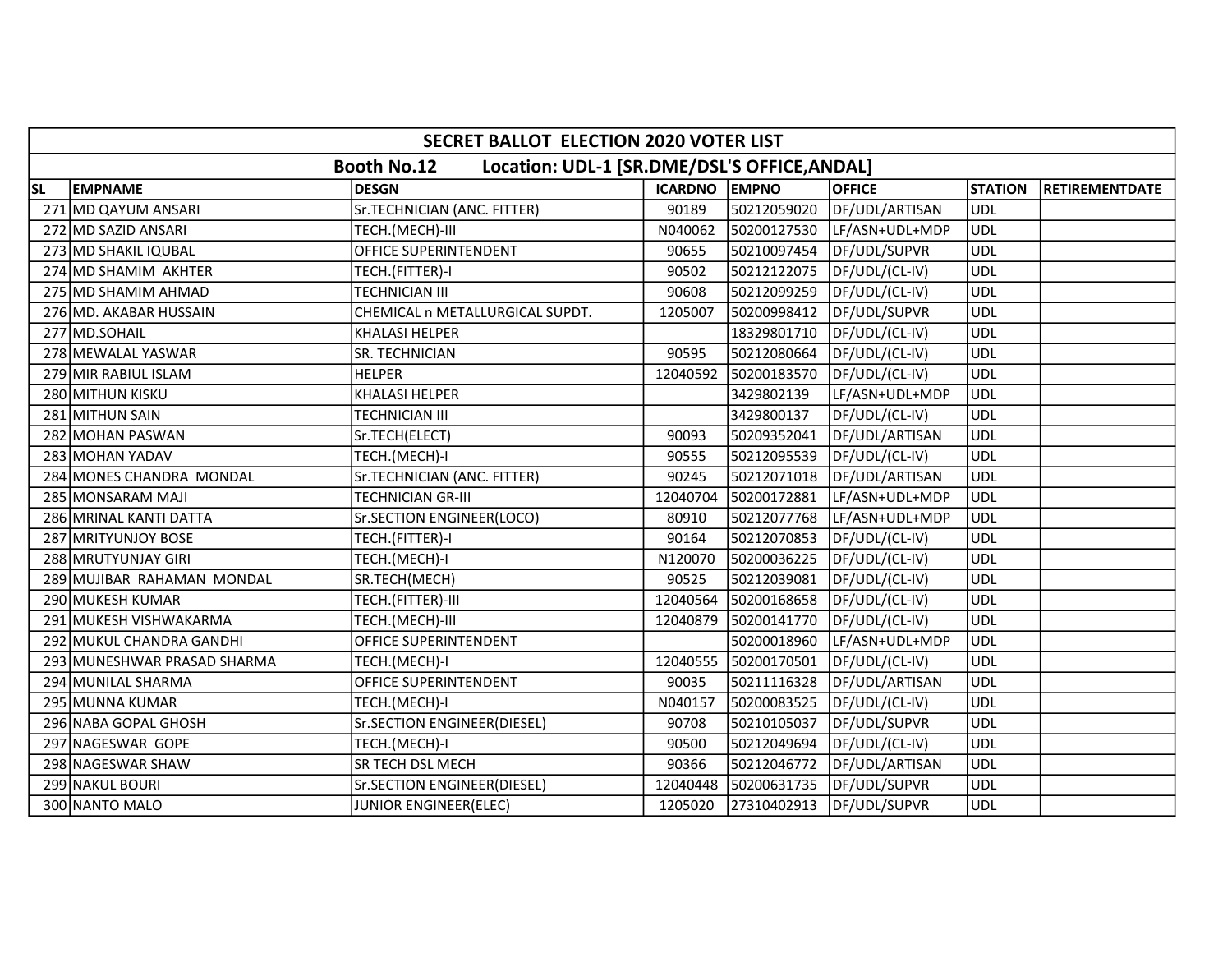# SECRET BALLOT ELECTION 2020 VOTER LIST

## Booth No.12 Location: UDL-1 [SR.DME/DSL'S OFFICE,ANDAL]

| SL | EMPNAME | DESGN | ICARDNO | EMPNO | OFFICE | STATION | RETIREMENTDATE |
|---|---|---|---|---|---|---|---|
| 271 | MD QAYUM ANSARI | Sr.TECHNICIAN (ANC. FITTER) | 90189 | 50212059020 | DF/UDL/ARTISAN | UDL | |
| 272 | MD SAZID ANSARI | TECH.(MECH)-III | N040062 | 50200127530 | LF/ASN+UDL+MDP | UDL | |
| 273 | MD SHAKIL IQUBAL | OFFICE SUPERINTENDENT | 90655 | 50210097454 | DF/UDL/SUPVR | UDL | |
| 274 | MD SHAMIM AKHTER | TECH.(FITTER)-I | 90502 | 50212122075 | DF/UDL/(CL-IV) | UDL | |
| 275 | MD SHAMIM AHMAD | TECHNICIAN III | 90608 | 50212099259 | DF/UDL/(CL-IV) | UDL | |
| 276 | MD. AKABAR HUSSAIN | CHEMICAL n METALLURGICAL SUPDT. | 1205007 | 50200998412 | DF/UDL/SUPVR | UDL | |
| 277 | MD.SOHAIL | KHALASI HELPER | | 18329801710 | DF/UDL/(CL-IV) | UDL | |
| 278 | MEWALAL YASWAR | SR. TECHNICIAN | 90595 | 50212080664 | DF/UDL/(CL-IV) | UDL | |
| 279 | MIR RABIUL ISLAM | HELPER | 12040592 | 50200183570 | DF/UDL/(CL-IV) | UDL | |
| 280 | MITHUN KISKU | KHALASI HELPER | | 3429802139 | LF/ASN+UDL+MDP | UDL | |
| 281 | MITHUN SAIN | TECHNICIAN III | | 3429800137 | DF/UDL/(CL-IV) | UDL | |
| 282 | MOHAN PASWAN | Sr.TECH(ELECT) | 90093 | 50209352041 | DF/UDL/ARTISAN | UDL | |
| 283 | MOHAN YADAV | TECH.(MECH)-I | 90555 | 50212095539 | DF/UDL/(CL-IV) | UDL | |
| 284 | MONES CHANDRA MONDAL | Sr.TECHNICIAN (ANC. FITTER) | 90245 | 50212071018 | DF/UDL/ARTISAN | UDL | |
| 285 | MONSARAM MAJI | TECHNICIAN GR-III | 12040704 | 50200172881 | LF/ASN+UDL+MDP | UDL | |
| 286 | MRINAL KANTI DATTA | Sr.SECTION ENGINEER(LOCO) | 80910 | 50212077768 | LF/ASN+UDL+MDP | UDL | |
| 287 | MRITYUNJOY BOSE | TECH.(FITTER)-I | 90164 | 50212070853 | DF/UDL/(CL-IV) | UDL | |
| 288 | MRUTYUNJAY GIRI | TECH.(MECH)-I | N120070 | 50200036225 | DF/UDL/(CL-IV) | UDL | |
| 289 | MUJIBAR RAHAMAN MONDAL | SR.TECH(MECH) | 90525 | 50212039081 | DF/UDL/(CL-IV) | UDL | |
| 290 | MUKESH KUMAR | TECH.(FITTER)-III | 12040564 | 50200168658 | DF/UDL/(CL-IV) | UDL | |
| 291 | MUKESH VISHWAKARMA | TECH.(MECH)-III | 12040879 | 50200141770 | DF/UDL/(CL-IV) | UDL | |
| 292 | MUKUL CHANDRA GANDHI | OFFICE SUPERINTENDENT | | 50200018960 | LF/ASN+UDL+MDP | UDL | |
| 293 | MUNESHWAR PRASAD SHARMA | TECH.(MECH)-I | 12040555 | 50200170501 | DF/UDL/(CL-IV) | UDL | |
| 294 | MUNILAL SHARMA | OFFICE SUPERINTENDENT | 90035 | 50211116328 | DF/UDL/ARTISAN | UDL | |
| 295 | MUNNA KUMAR | TECH.(MECH)-I | N040157 | 50200083525 | DF/UDL/(CL-IV) | UDL | |
| 296 | NABA GOPAL GHOSH | Sr.SECTION ENGINEER(DIESEL) | 90708 | 50210105037 | DF/UDL/SUPVR | UDL | |
| 297 | NAGESWAR GOPE | TECH.(MECH)-I | 90500 | 50212049694 | DF/UDL/(CL-IV) | UDL | |
| 298 | NAGESWAR SHAW | SR TECH DSL MECH | 90366 | 50212046772 | DF/UDL/ARTISAN | UDL | |
| 299 | NAKUL BOURI | Sr.SECTION ENGINEER(DIESEL) | 12040448 | 50200631735 | DF/UDL/SUPVR | UDL | |
| 300 | NANTO MALO | JUNIOR ENGINEER(ELEC) | 1205020 | 27310402913 | DF/UDL/SUPVR | UDL | |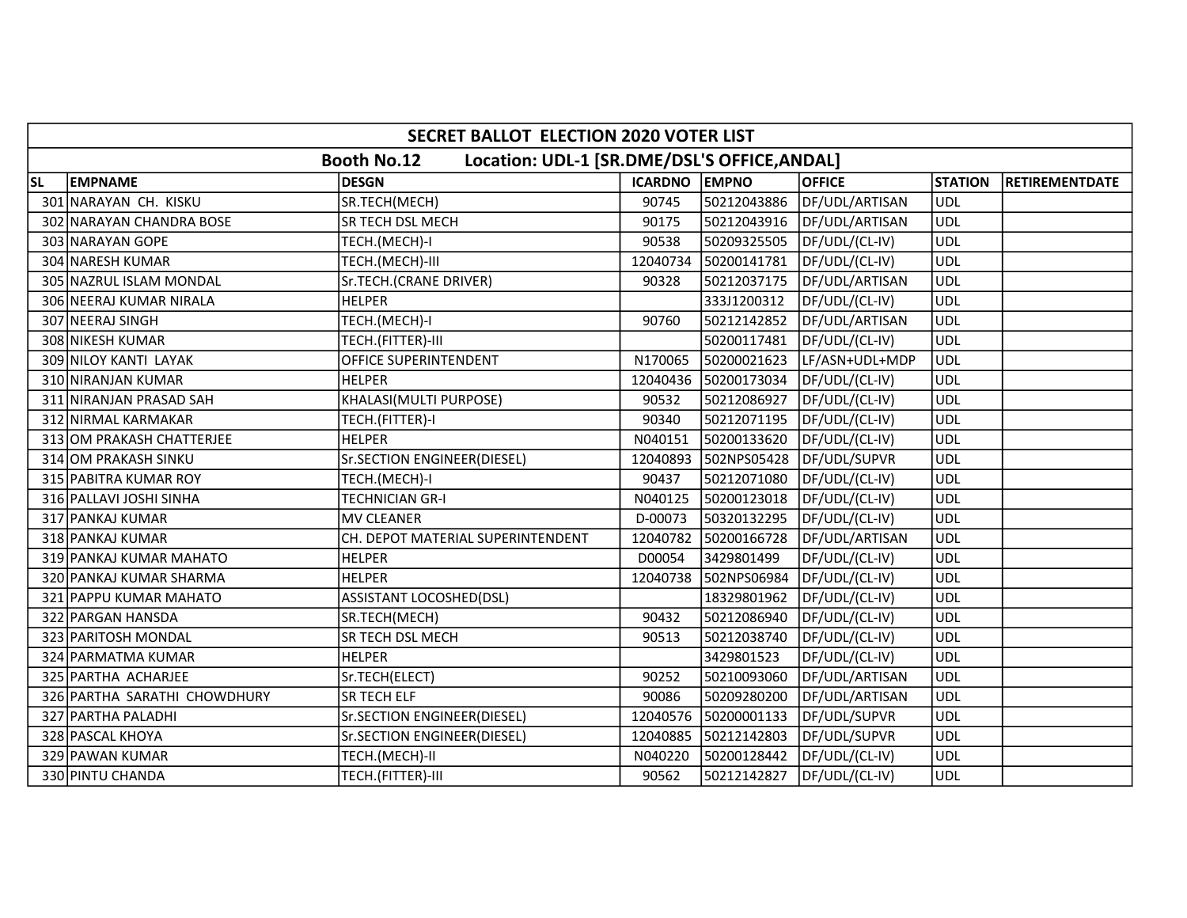| SECRET BALLOT ELECTION 2020 VOTER LIST | | | | | | | |
|---|---|---|---|---|---|---|---|
| Booth No.12 Location: UDL-1 [SR.DME/DSL'S OFFICE,ANDAL] | | | | | | | |
| SL | EMPNAME | DESGN | ICARDNO | EMPNO | OFFICE | STATION | RETIREMENTDATE |
| 301 | NARAYAN CH. KISKU | SR.TECH(MECH) | 90745 | 50212043886 | DF/UDL/ARTISAN | UDL | |
| 302 | NARAYAN CHANDRA BOSE | SR TECH DSL MECH | 90175 | 50212043916 | DF/UDL/ARTISAN | UDL | |
| 303 | NARAYAN GOPE | TECH.(MECH)-I | 90538 | 50209325505 | DF/UDL/(CL-IV) | UDL | |
| 304 | NARESH KUMAR | TECH.(MECH)-III | 12040734 | 50200141781 | DF/UDL/(CL-IV) | UDL | |
| 305 | NAZRUL ISLAM MONDAL | Sr.TECH.(CRANE DRIVER) | 90328 | 50212037175 | DF/UDL/ARTISAN | UDL | |
| 306 | NEERAJ KUMAR NIRALA | HELPER | | 333J1200312 | DF/UDL/(CL-IV) | UDL | |
| 307 | NEERAJ SINGH | TECH.(MECH)-I | 90760 | 50212142852 | DF/UDL/ARTISAN | UDL | |
| 308 | NIKESH KUMAR | TECH.(FITTER)-III | | 50200117481 | DF/UDL/(CL-IV) | UDL | |
| 309 | NILOY KANTI LAYAK | OFFICE SUPERINTENDENT | N170065 | 50200021623 | LF/ASN+UDL+MDP | UDL | |
| 310 | NIRANJAN KUMAR | HELPER | 12040436 | 50200173034 | DF/UDL/(CL-IV) | UDL | |
| 311 | NIRANJAN PRASAD SAH | KHALASI(MULTI PURPOSE) | 90532 | 50212086927 | DF/UDL/(CL-IV) | UDL | |
| 312 | NIRMAL KARMAKAR | TECH.(FITTER)-I | 90340 | 50212071195 | DF/UDL/(CL-IV) | UDL | |
| 313 | OM PRAKASH CHATTERJEE | HELPER | N040151 | 50200133620 | DF/UDL/(CL-IV) | UDL | |
| 314 | OM PRAKASH SINKU | Sr.SECTION ENGINEER(DIESEL) | 12040893 | 502NPS05428 | DF/UDL/SUPVR | UDL | |
| 315 | PABITRA KUMAR ROY | TECH.(MECH)-I | 90437 | 50212071080 | DF/UDL/(CL-IV) | UDL | |
| 316 | PALLAVI JOSHI SINHA | TECHNICIAN GR-I | N040125 | 50200123018 | DF/UDL/(CL-IV) | UDL | |
| 317 | PANKAJ KUMAR | MV CLEANER | D-00073 | 50320132295 | DF/UDL/(CL-IV) | UDL | |
| 318 | PANKAJ KUMAR | CH. DEPOT MATERIAL SUPERINTENDENT | 12040782 | 50200166728 | DF/UDL/ARTISAN | UDL | |
| 319 | PANKAJ KUMAR MAHATO | HELPER | D00054 | 3429801499 | DF/UDL/(CL-IV) | UDL | |
| 320 | PANKAJ KUMAR SHARMA | HELPER | 12040738 | 502NPS06984 | DF/UDL/(CL-IV) | UDL | |
| 321 | PAPPU KUMAR MAHATO | ASSISTANT LOCOSHED(DSL) | | 18329801962 | DF/UDL/(CL-IV) | UDL | |
| 322 | PARGAN HANSDA | SR.TECH(MECH) | 90432 | 50212086940 | DF/UDL/(CL-IV) | UDL | |
| 323 | PARITOSH MONDAL | SR TECH DSL MECH | 90513 | 50212038740 | DF/UDL/(CL-IV) | UDL | |
| 324 | PARMATMA KUMAR | HELPER | | 3429801523 | DF/UDL/(CL-IV) | UDL | |
| 325 | PARTHA ACHARJEE | Sr.TECH(ELECT) | 90252 | 50210093060 | DF/UDL/ARTISAN | UDL | |
| 326 | PARTHA SARATHI CHOWDHURY | SR TECH ELF | 90086 | 50209280200 | DF/UDL/ARTISAN | UDL | |
| 327 | PARTHA PALADHI | Sr.SECTION ENGINEER(DIESEL) | 12040576 | 50200001133 | DF/UDL/SUPVR | UDL | |
| 328 | PASCAL KHOYA | Sr.SECTION ENGINEER(DIESEL) | 12040885 | 50212142803 | DF/UDL/SUPVR | UDL | |
| 329 | PAWAN KUMAR | TECH.(MECH)-II | N040220 | 50200128442 | DF/UDL/(CL-IV) | UDL | |
| 330 | PINTU CHANDA | TECH.(FITTER)-III | 90562 | 50212142827 | DF/UDL/(CL-IV) | UDL | |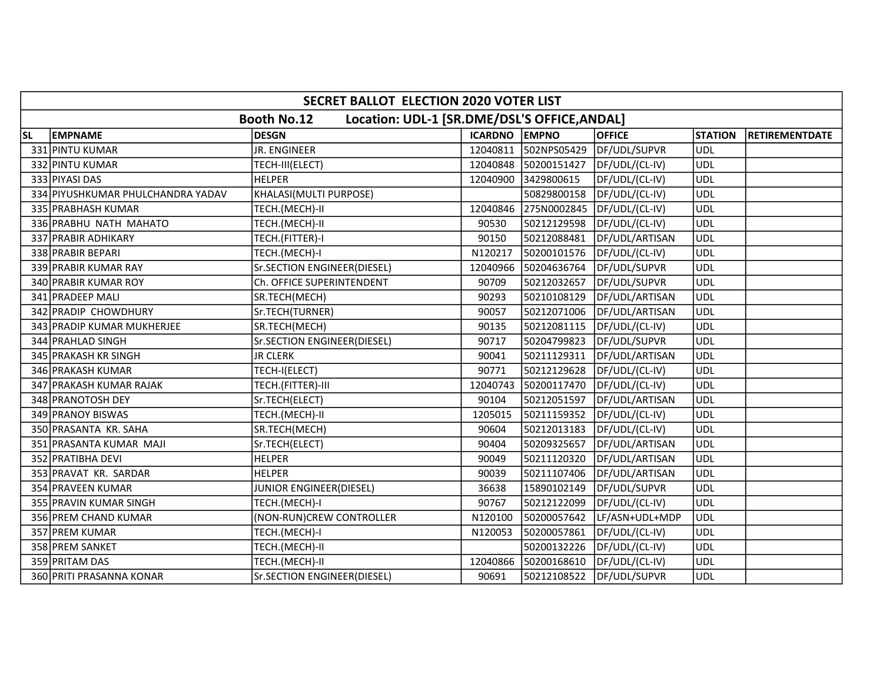| SECRET BALLOT ELECTION 2020 VOTER LIST | | | | | | | |
|---|---|---|---|---|---|---|---|
| Booth No.12 Location: UDL-1 [SR.DME/DSL'S OFFICE,ANDAL] | | | | | | | |
| SL | EMPNAME | DESGN | ICARDNO | EMPNO | OFFICE | STATION | RETIREMENTDATE |
| 331 | PINTU KUMAR | JR. ENGINEER | 12040811 | 502NPS05429 | DF/UDL/SUPVR | UDL | |
| 332 | PINTU KUMAR | TECH-III(ELECT) | 12040848 | 50200151427 | DF/UDL/(CL-IV) | UDL | |
| 333 | PIYASI DAS | HELPER | 12040900 | 3429800615 | DF/UDL/(CL-IV) | UDL | |
| 334 | PIYUSHKUMAR PHULCHANDRA YADAV | KHALASI(MULTI PURPOSE) | | 50829800158 | DF/UDL/(CL-IV) | UDL | |
| 335 | PRABHASH KUMAR | TECH.(MECH)-II | 12040846 | 275N0002845 | DF/UDL/(CL-IV) | UDL | |
| 336 | PRABHU NATH MAHATO | TECH.(MECH)-II | 90530 | 50212129598 | DF/UDL/(CL-IV) | UDL | |
| 337 | PRABIR ADHIKARY | TECH.(FITTER)-I | 90150 | 50212088481 | DF/UDL/ARTISAN | UDL | |
| 338 | PRABIR BEPARI | TECH.(MECH)-I | N120217 | 50200101576 | DF/UDL/(CL-IV) | UDL | |
| 339 | PRABIR KUMAR RAY | Sr.SECTION ENGINEER(DIESEL) | 12040966 | 50204636764 | DF/UDL/SUPVR | UDL | |
| 340 | PRABIR KUMAR ROY | Ch. OFFICE SUPERINTENDENT | 90709 | 50212032657 | DF/UDL/SUPVR | UDL | |
| 341 | PRADEEP MALI | SR.TECH(MECH) | 90293 | 50210108129 | DF/UDL/ARTISAN | UDL | |
| 342 | PRADIP CHOWDHURY | Sr.TECH(TURNER) | 90057 | 50212071006 | DF/UDL/ARTISAN | UDL | |
| 343 | PRADIP KUMAR MUKHERJEE | SR.TECH(MECH) | 90135 | 50212081115 | DF/UDL/(CL-IV) | UDL | |
| 344 | PRAHLAD SINGH | Sr.SECTION ENGINEER(DIESEL) | 90717 | 50204799823 | DF/UDL/SUPVR | UDL | |
| 345 | PRAKASH KR SINGH | JR CLERK | 90041 | 50211129311 | DF/UDL/ARTISAN | UDL | |
| 346 | PRAKASH KUMAR | TECH-I(ELECT) | 90771 | 50212129628 | DF/UDL/(CL-IV) | UDL | |
| 347 | PRAKASH KUMAR RAJAK | TECH.(FITTER)-III | 12040743 | 50200117470 | DF/UDL/(CL-IV) | UDL | |
| 348 | PRANOTOSH DEY | Sr.TECH(ELECT) | 90104 | 50212051597 | DF/UDL/ARTISAN | UDL | |
| 349 | PRANOY BISWAS | TECH.(MECH)-II | 1205015 | 50211159352 | DF/UDL/(CL-IV) | UDL | |
| 350 | PRASANTA KR. SAHA | SR.TECH(MECH) | 90604 | 50212013183 | DF/UDL/(CL-IV) | UDL | |
| 351 | PRASANTA KUMAR MAJI | Sr.TECH(ELECT) | 90404 | 50209325657 | DF/UDL/ARTISAN | UDL | |
| 352 | PRATIBHA DEVI | HELPER | 90049 | 50211120320 | DF/UDL/ARTISAN | UDL | |
| 353 | PRAVAT KR. SARDAR | HELPER | 90039 | 50211107406 | DF/UDL/ARTISAN | UDL | |
| 354 | PRAVEEN KUMAR | JUNIOR ENGINEER(DIESEL) | 36638 | 15890102149 | DF/UDL/SUPVR | UDL | |
| 355 | PRAVIN KUMAR SINGH | TECH.(MECH)-I | 90767 | 50212122099 | DF/UDL/(CL-IV) | UDL | |
| 356 | PREM CHAND KUMAR | (NON-RUN)CREW CONTROLLER | N120100 | 50200057642 | LF/ASN+UDL+MDP | UDL | |
| 357 | PREM KUMAR | TECH.(MECH)-I | N120053 | 50200057861 | DF/UDL/(CL-IV) | UDL | |
| 358 | PREM SANKET | TECH.(MECH)-II | | 50200132226 | DF/UDL/(CL-IV) | UDL | |
| 359 | PRITAM DAS | TECH.(MECH)-II | 12040866 | 50200168610 | DF/UDL/(CL-IV) | UDL | |
| 360 | PRITI PRASANNA KONAR | Sr.SECTION ENGINEER(DIESEL) | 90691 | 50212108522 | DF/UDL/SUPVR | UDL | |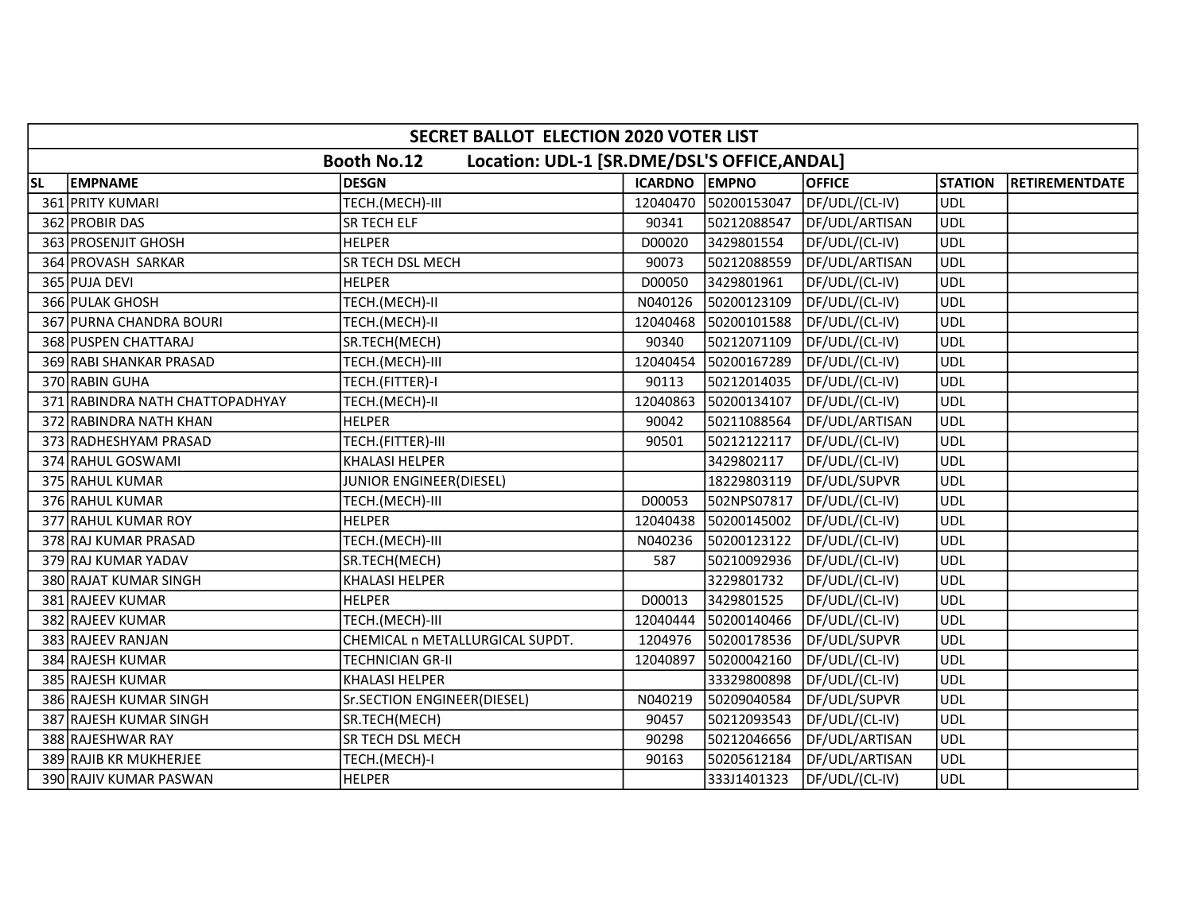| SECRET BALLOT ELECTION 2020 VOTER LIST | | | | | | | |
|---|---|---|---|---|---|---|---|
| Booth No.12 Location: UDL-1 [SR.DME/DSL'S OFFICE,ANDAL] | | | | | | | |
| SL | EMPNAME | DESGN | ICARDNO | EMPNO | OFFICE | STATION | RETIREMENTDATE |
| 361 | PRITY KUMARI | TECH.(MECH)-III | 12040470 | 50200153047 | DF/UDL/(CL-IV) | UDL | |
| 362 | PROBIR DAS | SR TECH ELF | 90341 | 50212088547 | DF/UDL/ARTISAN | UDL | |
| 363 | PROSENJIT GHOSH | HELPER | D00020 | 3429801554 | DF/UDL/(CL-IV) | UDL | |
| 364 | PROVASH SARKAR | SR TECH DSL MECH | 90073 | 50212088559 | DF/UDL/ARTISAN | UDL | |
| 365 | PUJA DEVI | HELPER | D00050 | 3429801961 | DF/UDL/(CL-IV) | UDL | |
| 366 | PULAK GHOSH | TECH.(MECH)-II | N040126 | 50200123109 | DF/UDL/(CL-IV) | UDL | |
| 367 | PURNA CHANDRA BOURI | TECH.(MECH)-II | 12040468 | 50200101588 | DF/UDL/(CL-IV) | UDL | |
| 368 | PUSPEN CHATTARAJ | SR.TECH(MECH) | 90340 | 50212071109 | DF/UDL/(CL-IV) | UDL | |
| 369 | RABI SHANKAR PRASAD | TECH.(MECH)-III | 12040454 | 50200167289 | DF/UDL/(CL-IV) | UDL | |
| 370 | RABIN GUHA | TECH.(FITTER)-I | 90113 | 50212014035 | DF/UDL/(CL-IV) | UDL | |
| 371 | RABINDRA NATH CHATTOPADHYAY | TECH.(MECH)-II | 12040863 | 50200134107 | DF/UDL/(CL-IV) | UDL | |
| 372 | RABINDRA NATH KHAN | HELPER | 90042 | 50211088564 | DF/UDL/ARTISAN | UDL | |
| 373 | RADHESHYAM PRASAD | TECH.(FITTER)-III | 90501 | 50212122117 | DF/UDL/(CL-IV) | UDL | |
| 374 | RAHUL GOSWAMI | KHALASI HELPER | | 3429802117 | DF/UDL/(CL-IV) | UDL | |
| 375 | RAHUL KUMAR | JUNIOR ENGINEER(DIESEL) | | 18229803119 | DF/UDL/SUPVR | UDL | |
| 376 | RAHUL KUMAR | TECH.(MECH)-III | D00053 | 502NPS07817 | DF/UDL/(CL-IV) | UDL | |
| 377 | RAHUL KUMAR ROY | HELPER | 12040438 | 50200145002 | DF/UDL/(CL-IV) | UDL | |
| 378 | RAJ KUMAR PRASAD | TECH.(MECH)-III | N040236 | 50200123122 | DF/UDL/(CL-IV) | UDL | |
| 379 | RAJ KUMAR YADAV | SR.TECH(MECH) | 587 | 50210092936 | DF/UDL/(CL-IV) | UDL | |
| 380 | RAJAT KUMAR SINGH | KHALASI HELPER | | 3229801732 | DF/UDL/(CL-IV) | UDL | |
| 381 | RAJEEV KUMAR | HELPER | D00013 | 3429801525 | DF/UDL/(CL-IV) | UDL | |
| 382 | RAJEEV KUMAR | TECH.(MECH)-III | 12040444 | 50200140466 | DF/UDL/(CL-IV) | UDL | |
| 383 | RAJEEV RANJAN | CHEMICAL n METALLURGICAL SUPDT. | 1204976 | 50200178536 | DF/UDL/SUPVR | UDL | |
| 384 | RAJESH KUMAR | TECHNICIAN GR-II | 12040897 | 50200042160 | DF/UDL/(CL-IV) | UDL | |
| 385 | RAJESH KUMAR | KHALASI HELPER | | 33329800898 | DF/UDL/(CL-IV) | UDL | |
| 386 | RAJESH KUMAR SINGH | Sr.SECTION ENGINEER(DIESEL) | N040219 | 50209040584 | DF/UDL/SUPVR | UDL | |
| 387 | RAJESH KUMAR SINGH | SR.TECH(MECH) | 90457 | 50212093543 | DF/UDL/(CL-IV) | UDL | |
| 388 | RAJESHWAR RAY | SR TECH DSL MECH | 90298 | 50212046656 | DF/UDL/ARTISAN | UDL | |
| 389 | RAJIB KR MUKHERJEE | TECH.(MECH)-I | 90163 | 50205612184 | DF/UDL/ARTISAN | UDL | |
| 390 | RAJIV KUMAR PASWAN | HELPER | | 333J1401323 | DF/UDL/(CL-IV) | UDL | |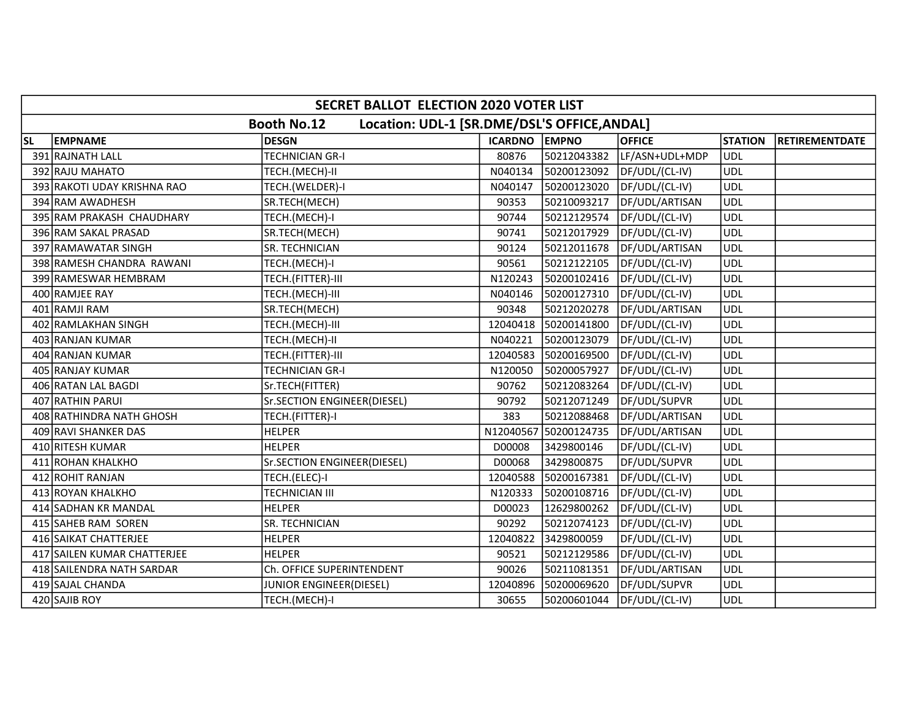| SECRET BALLOT ELECTION 2020 VOTER LIST | | | | | | | |
|---|---|---|---|---|---|---|---|
| Booth No.12 Location: UDL-1 [SR.DME/DSL'S OFFICE,ANDAL] | | | | | | | |
| SL | EMPNAME | DESGN | ICARDNO | EMPNO | OFFICE | STATION | RETIREMENTDATE |
| 391 | RAJNATH LALL | TECHNICIAN GR-I | 80876 | 50212043382 | LF/ASN+UDL+MDP | UDL | |
| 392 | RAJU MAHATO | TECH.(MECH)-II | N040134 | 50200123092 | DF/UDL/(CL-IV) | UDL | |
| 393 | RAKOTI UDAY KRISHNA RAO | TECH.(WELDER)-I | N040147 | 50200123020 | DF/UDL/(CL-IV) | UDL | |
| 394 | RAM AWADHESH | SR.TECH(MECH) | 90353 | 50210093217 | DF/UDL/ARTISAN | UDL | |
| 395 | RAM PRAKASH CHAUDHARY | TECH.(MECH)-I | 90744 | 50212129574 | DF/UDL/(CL-IV) | UDL | |
| 396 | RAM SAKAL PRASAD | SR.TECH(MECH) | 90741 | 50212017929 | DF/UDL/(CL-IV) | UDL | |
| 397 | RAMAWATAR SINGH | SR. TECHNICIAN | 90124 | 50212011678 | DF/UDL/ARTISAN | UDL | |
| 398 | RAMESH CHANDRA RAWANI | TECH.(MECH)-I | 90561 | 50212122105 | DF/UDL/(CL-IV) | UDL | |
| 399 | RAMESWAR HEMBRAM | TECH.(FITTER)-III | N120243 | 50200102416 | DF/UDL/(CL-IV) | UDL | |
| 400 | RAMJEE RAY | TECH.(MECH)-III | N040146 | 50200127310 | DF/UDL/(CL-IV) | UDL | |
| 401 | RAMJI RAM | SR.TECH(MECH) | 90348 | 50212020278 | DF/UDL/ARTISAN | UDL | |
| 402 | RAMLAKHAN SINGH | TECH.(MECH)-III | 12040418 | 50200141800 | DF/UDL/(CL-IV) | UDL | |
| 403 | RANJAN KUMAR | TECH.(MECH)-II | N040221 | 50200123079 | DF/UDL/(CL-IV) | UDL | |
| 404 | RANJAN KUMAR | TECH.(FITTER)-III | 12040583 | 50200169500 | DF/UDL/(CL-IV) | UDL | |
| 405 | RANJAY KUMAR | TECHNICIAN GR-I | N120050 | 50200057927 | DF/UDL/(CL-IV) | UDL | |
| 406 | RATAN LAL BAGDI | Sr.TECH(FITTER) | 90762 | 50212083264 | DF/UDL/(CL-IV) | UDL | |
| 407 | RATHIN PARUI | Sr.SECTION ENGINEER(DIESEL) | 90792 | 50212071249 | DF/UDL/SUPVR | UDL | |
| 408 | RATHINDRA NATH GHOSH | TECH.(FITTER)-I | 383 | 50212088468 | DF/UDL/ARTISAN | UDL | |
| 409 | RAVI SHANKER DAS | HELPER | N12040567 | 50200124735 | DF/UDL/ARTISAN | UDL | |
| 410 | RITESH KUMAR | HELPER | D00008 | 3429800146 | DF/UDL/(CL-IV) | UDL | |
| 411 | ROHAN KHALKHO | Sr.SECTION ENGINEER(DIESEL) | D00068 | 3429800875 | DF/UDL/SUPVR | UDL | |
| 412 | ROHIT RANJAN | TECH.(ELEC)-I | 12040588 | 50200167381 | DF/UDL/(CL-IV) | UDL | |
| 413 | ROYAN KHALKHO | TECHNICIAN III | N120333 | 50200108716 | DF/UDL/(CL-IV) | UDL | |
| 414 | SADHAN KR MANDAL | HELPER | D00023 | 12629800262 | DF/UDL/(CL-IV) | UDL | |
| 415 | SAHEB RAM SOREN | SR. TECHNICIAN | 90292 | 50212074123 | DF/UDL/(CL-IV) | UDL | |
| 416 | SAIKAT CHATTERJEE | HELPER | 12040822 | 3429800059 | DF/UDL/(CL-IV) | UDL | |
| 417 | SAILEN KUMAR CHATTERJEE | HELPER | 90521 | 50212129586 | DF/UDL/(CL-IV) | UDL | |
| 418 | SAILENDRA NATH SARDAR | Ch. OFFICE SUPERINTENDENT | 90026 | 50211081351 | DF/UDL/ARTISAN | UDL | |
| 419 | SAJAL CHANDA | JUNIOR ENGINEER(DIESEL) | 12040896 | 50200069620 | DF/UDL/SUPVR | UDL | |
| 420 | SAJIB ROY | TECH.(MECH)-I | 30655 | 50200601044 | DF/UDL/(CL-IV) | UDL | |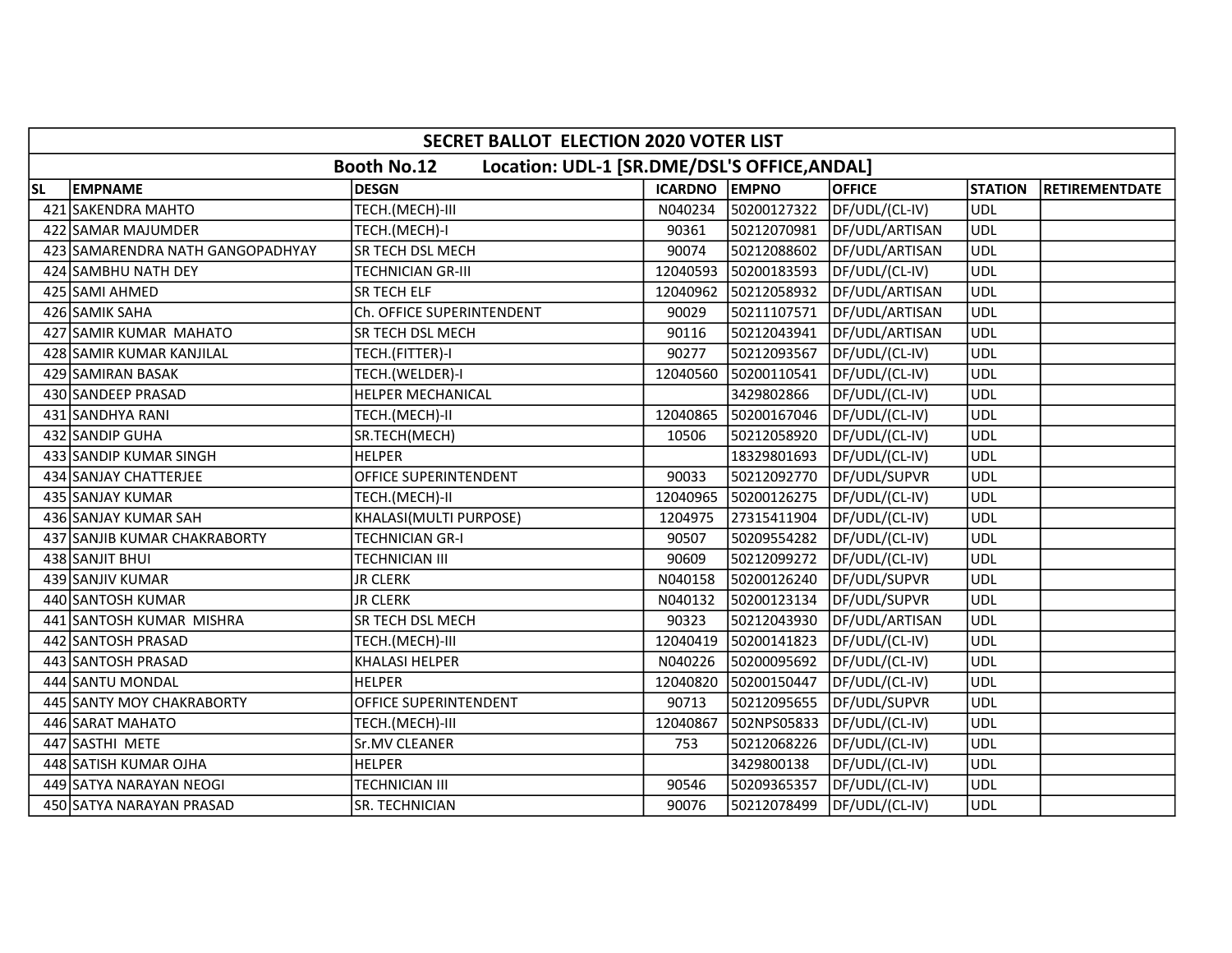| SECRET BALLOT ELECTION 2020 VOTER LIST | | | | | | | |
|---|---|---|---|---|---|---|---|
| Booth No.12 Location: UDL-1 [SR.DME/DSL'S OFFICE,ANDAL] | | | | | | | |
| SL | EMPNAME | DESGN | ICARDNO | EMPNO | OFFICE | STATION | RETIREMENTDATE |
| 421 | SAKENDRA MAHTO | TECH.(MECH)-III | N040234 | 50200127322 | DF/UDL/(CL-IV) | UDL | |
| 422 | SAMAR MAJUMDER | TECH.(MECH)-I | 90361 | 50212070981 | DF/UDL/ARTISAN | UDL | |
| 423 | SAMARENDRA NATH GANGOPADHYAY | SR TECH DSL MECH | 90074 | 50212088602 | DF/UDL/ARTISAN | UDL | |
| 424 | SAMBHU NATH DEY | TECHNICIAN GR-III | 12040593 | 50200183593 | DF/UDL/(CL-IV) | UDL | |
| 425 | SAMI AHMED | SR TECH ELF | 12040962 | 50212058932 | DF/UDL/ARTISAN | UDL | |
| 426 | SAMIK SAHA | Ch. OFFICE SUPERINTENDENT | 90029 | 50211107571 | DF/UDL/ARTISAN | UDL | |
| 427 | SAMIR KUMAR MAHATO | SR TECH DSL MECH | 90116 | 50212043941 | DF/UDL/ARTISAN | UDL | |
| 428 | SAMIR KUMAR KANJILAL | TECH.(FITTER)-I | 90277 | 50212093567 | DF/UDL/(CL-IV) | UDL | |
| 429 | SAMIRAN BASAK | TECH.(WELDER)-I | 12040560 | 50200110541 | DF/UDL/(CL-IV) | UDL | |
| 430 | SANDEEP PRASAD | HELPER MECHANICAL | | 3429802866 | DF/UDL/(CL-IV) | UDL | |
| 431 | SANDHYA RANI | TECH.(MECH)-II | 12040865 | 50200167046 | DF/UDL/(CL-IV) | UDL | |
| 432 | SANDIP GUHA | SR.TECH(MECH) | 10506 | 50212058920 | DF/UDL/(CL-IV) | UDL | |
| 433 | SANDIP KUMAR SINGH | HELPER | | 18329801693 | DF/UDL/(CL-IV) | UDL | |
| 434 | SANJAY CHATTERJEE | OFFICE SUPERINTENDENT | 90033 | 50212092770 | DF/UDL/SUPVR | UDL | |
| 435 | SANJAY KUMAR | TECH.(MECH)-II | 12040965 | 50200126275 | DF/UDL/(CL-IV) | UDL | |
| 436 | SANJAY KUMAR SAH | KHALASI(MULTI PURPOSE) | 1204975 | 27315411904 | DF/UDL/(CL-IV) | UDL | |
| 437 | SANJIB KUMAR CHAKRABORTY | TECHNICIAN GR-I | 90507 | 50209554282 | DF/UDL/(CL-IV) | UDL | |
| 438 | SANJIT BHUI | TECHNICIAN III | 90609 | 50212099272 | DF/UDL/(CL-IV) | UDL | |
| 439 | SANJIV KUMAR | JR CLERK | N040158 | 50200126240 | DF/UDL/SUPVR | UDL | |
| 440 | SANTOSH KUMAR | JR CLERK | N040132 | 50200123134 | DF/UDL/SUPVR | UDL | |
| 441 | SANTOSH KUMAR MISHRA | SR TECH DSL MECH | 90323 | 50212043930 | DF/UDL/ARTISAN | UDL | |
| 442 | SANTOSH PRASAD | TECH.(MECH)-III | 12040419 | 50200141823 | DF/UDL/(CL-IV) | UDL | |
| 443 | SANTOSH PRASAD | KHALASI HELPER | N040226 | 50200095692 | DF/UDL/(CL-IV) | UDL | |
| 444 | SANTU MONDAL | HELPER | 12040820 | 50200150447 | DF/UDL/(CL-IV) | UDL | |
| 445 | SANTY MOY CHAKRABORTY | OFFICE SUPERINTENDENT | 90713 | 50212095655 | DF/UDL/SUPVR | UDL | |
| 446 | SARAT MAHATO | TECH.(MECH)-III | 12040867 | 502NPS05833 | DF/UDL/(CL-IV) | UDL | |
| 447 | SASTHI METE | Sr.MV CLEANER | 753 | 50212068226 | DF/UDL/(CL-IV) | UDL | |
| 448 | SATISH KUMAR OJHA | HELPER | | 3429800138 | DF/UDL/(CL-IV) | UDL | |
| 449 | SATYA NARAYAN NEOGI | TECHNICIAN III | 90546 | 50209365357 | DF/UDL/(CL-IV) | UDL | |
| 450 | SATYA NARAYAN PRASAD | SR. TECHNICIAN | 90076 | 50212078499 | DF/UDL/(CL-IV) | UDL | |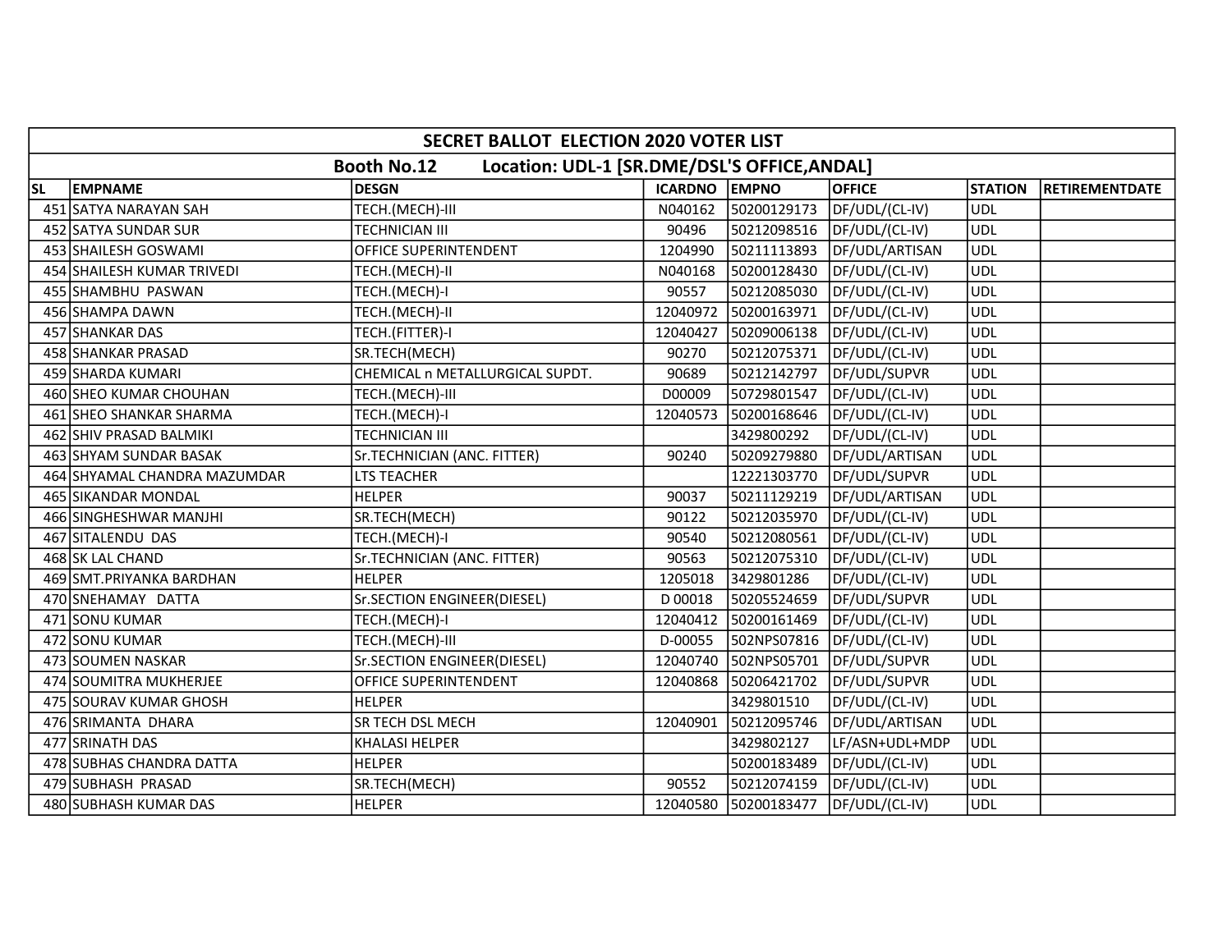| SECRET BALLOT ELECTION 2020 VOTER LIST | | | | | | | |
|---|---|---|---|---|---|---|---|
| Booth No.12 Location: UDL-1 [SR.DME/DSL'S OFFICE,ANDAL] | | | | | | | |
| SL | EMPNAME | DESGN | ICARDNO | EMPNO | OFFICE | STATION | RETIREMENTDATE |
| 451 | SATYA NARAYAN SAH | TECH.(MECH)-III | N040162 | 50200129173 | DF/UDL/(CL-IV) | UDL | |
| 452 | SATYA SUNDAR SUR | TECHNICIAN III | 90496 | 50212098516 | DF/UDL/(CL-IV) | UDL | |
| 453 | SHAILESH GOSWAMI | OFFICE SUPERINTENDENT | 1204990 | 50211113893 | DF/UDL/ARTISAN | UDL | |
| 454 | SHAILESH KUMAR TRIVEDI | TECH.(MECH)-II | N040168 | 50200128430 | DF/UDL/(CL-IV) | UDL | |
| 455 | SHAMBHU PASWAN | TECH.(MECH)-I | 90557 | 50212085030 | DF/UDL/(CL-IV) | UDL | |
| 456 | SHAMPA DAWN | TECH.(MECH)-II | 12040972 | 50200163971 | DF/UDL/(CL-IV) | UDL | |
| 457 | SHANKAR DAS | TECH.(FITTER)-I | 12040427 | 50209006138 | DF/UDL/(CL-IV) | UDL | |
| 458 | SHANKAR PRASAD | SR.TECH(MECH) | 90270 | 50212075371 | DF/UDL/(CL-IV) | UDL | |
| 459 | SHARDA KUMARI | CHEMICAL n METALLURGICAL SUPDT. | 90689 | 50212142797 | DF/UDL/SUPVR | UDL | |
| 460 | SHEO KUMAR CHOUHAN | TECH.(MECH)-III | D00009 | 50729801547 | DF/UDL/(CL-IV) | UDL | |
| 461 | SHEO SHANKAR SHARMA | TECH.(MECH)-I | 12040573 | 50200168646 | DF/UDL/(CL-IV) | UDL | |
| 462 | SHIV PRASAD BALMIKI | TECHNICIAN III | | 3429800292 | DF/UDL/(CL-IV) | UDL | |
| 463 | SHYAM SUNDAR BASAK | Sr.TECHNICIAN (ANC. FITTER) | 90240 | 50209279880 | DF/UDL/ARTISAN | UDL | |
| 464 | SHYAMAL CHANDRA MAZUMDAR | LTS TEACHER | | 12221303770 | DF/UDL/SUPVR | UDL | |
| 465 | SIKANDAR MONDAL | HELPER | 90037 | 50211129219 | DF/UDL/ARTISAN | UDL | |
| 466 | SINGHESHWAR MANJHI | SR.TECH(MECH) | 90122 | 50212035970 | DF/UDL/(CL-IV) | UDL | |
| 467 | SITALENDU DAS | TECH.(MECH)-I | 90540 | 50212080561 | DF/UDL/(CL-IV) | UDL | |
| 468 | SK LAL CHAND | Sr.TECHNICIAN (ANC. FITTER) | 90563 | 50212075310 | DF/UDL/(CL-IV) | UDL | |
| 469 | SMT.PRIYANKA BARDHAN | HELPER | 1205018 | 3429801286 | DF/UDL/(CL-IV) | UDL | |
| 470 | SNEHAMAY DATTA | Sr.SECTION ENGINEER(DIESEL) | D 00018 | 50205524659 | DF/UDL/SUPVR | UDL | |
| 471 | SONU KUMAR | TECH.(MECH)-I | 12040412 | 50200161469 | DF/UDL/(CL-IV) | UDL | |
| 472 | SONU KUMAR | TECH.(MECH)-III | D-00055 | 502NPS07816 | DF/UDL/(CL-IV) | UDL | |
| 473 | SOUMEN NASKAR | Sr.SECTION ENGINEER(DIESEL) | 12040740 | 502NPS05701 | DF/UDL/SUPVR | UDL | |
| 474 | SOUMITRA MUKHERJEE | OFFICE SUPERINTENDENT | 12040868 | 50206421702 | DF/UDL/SUPVR | UDL | |
| 475 | SOURAV KUMAR GHOSH | HELPER | | 3429801510 | DF/UDL/(CL-IV) | UDL | |
| 476 | SRIMANTA DHARA | SR TECH DSL MECH | 12040901 | 50212095746 | DF/UDL/ARTISAN | UDL | |
| 477 | SRINATH DAS | KHALASI HELPER | | 3429802127 | LF/ASN+UDL+MDP | UDL | |
| 478 | SUBHAS CHANDRA DATTA | HELPER | | 50200183489 | DF/UDL/(CL-IV) | UDL | |
| 479 | SUBHASH PRASAD | SR.TECH(MECH) | 90552 | 50212074159 | DF/UDL/(CL-IV) | UDL | |
| 480 | SUBHASH KUMAR DAS | HELPER | 12040580 | 50200183477 | DF/UDL/(CL-IV) | UDL | |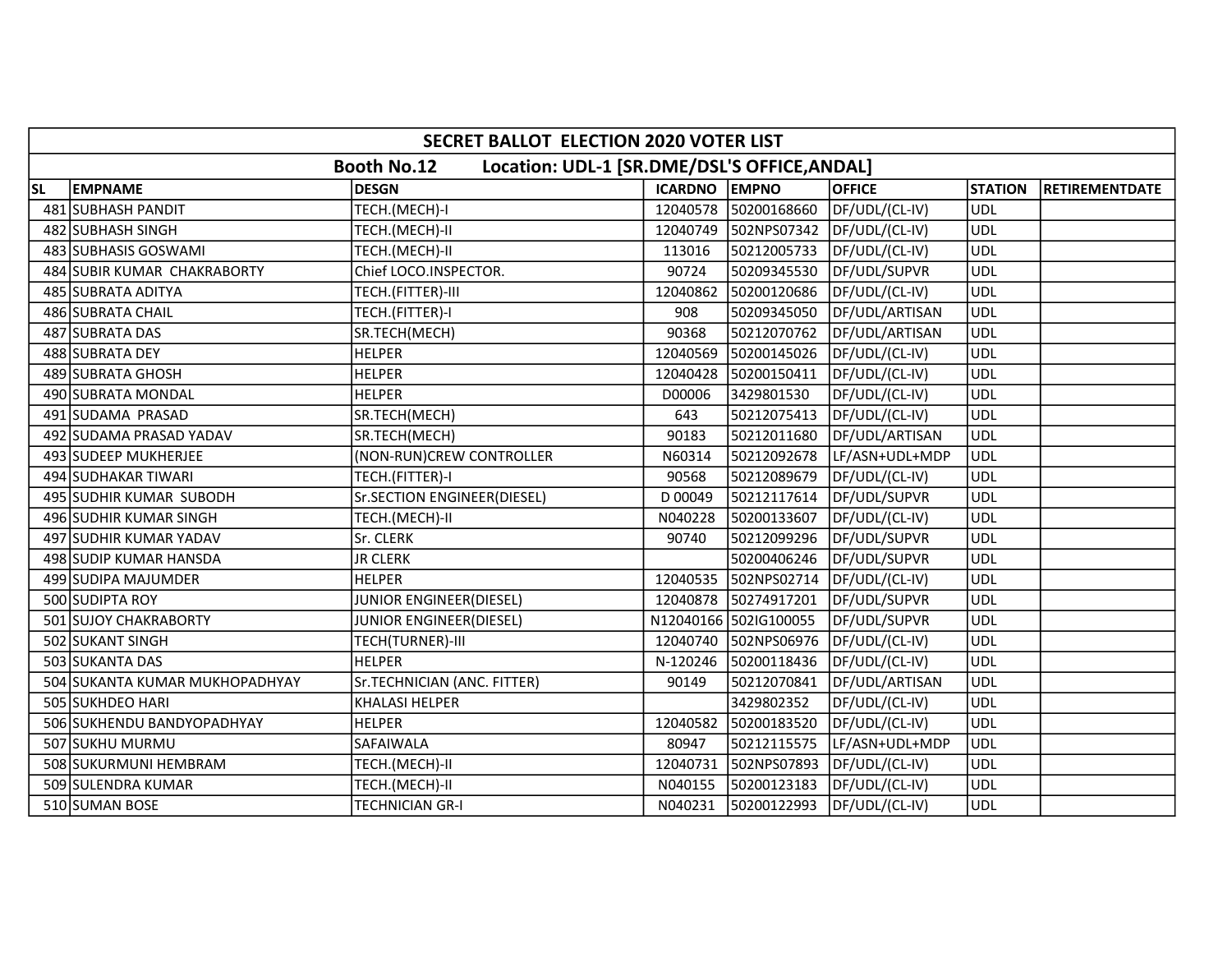| SECRET BALLOT ELECTION 2020 VOTER LIST | | | | | | | |
|---|---|---|---|---|---|---|---|
| Booth No.12 Location: UDL-1 [SR.DME/DSL'S OFFICE,ANDAL] | | | | | | | |
| SL | EMPNAME | DESGN | ICARDNO | EMPNO | OFFICE | STATION | RETIREMENTDATE |
| 481 | SUBHASH PANDIT | TECH.(MECH)-I | 12040578 | 50200168660 | DF/UDL/(CL-IV) | UDL | |
| 482 | SUBHASH SINGH | TECH.(MECH)-II | 12040749 | 502NPS07342 | DF/UDL/(CL-IV) | UDL | |
| 483 | SUBHASIS GOSWAMI | TECH.(MECH)-II | 113016 | 50212005733 | DF/UDL/(CL-IV) | UDL | |
| 484 | SUBIR KUMAR CHAKRABORTY | Chief LOCO.INSPECTOR. | 90724 | 50209345530 | DF/UDL/SUPVR | UDL | |
| 485 | SUBRATA ADITYA | TECH.(FITTER)-III | 12040862 | 50200120686 | DF/UDL/(CL-IV) | UDL | |
| 486 | SUBRATA CHAIL | TECH.(FITTER)-I | 908 | 50209345050 | DF/UDL/ARTISAN | UDL | |
| 487 | SUBRATA DAS | SR.TECH(MECH) | 90368 | 50212070762 | DF/UDL/ARTISAN | UDL | |
| 488 | SUBRATA DEY | HELPER | 12040569 | 50200145026 | DF/UDL/(CL-IV) | UDL | |
| 489 | SUBRATA GHOSH | HELPER | 12040428 | 50200150411 | DF/UDL/(CL-IV) | UDL | |
| 490 | SUBRATA MONDAL | HELPER | D00006 | 3429801530 | DF/UDL/(CL-IV) | UDL | |
| 491 | SUDAMA PRASAD | SR.TECH(MECH) | 643 | 50212075413 | DF/UDL/(CL-IV) | UDL | |
| 492 | SUDAMA PRASAD YADAV | SR.TECH(MECH) | 90183 | 50212011680 | DF/UDL/ARTISAN | UDL | |
| 493 | SUDEEP MUKHERJEE | (NON-RUN)CREW CONTROLLER | N60314 | 50212092678 | LF/ASN+UDL+MDP | UDL | |
| 494 | SUDHAKAR TIWARI | TECH.(FITTER)-I | 90568 | 50212089679 | DF/UDL/(CL-IV) | UDL | |
| 495 | SUDHIR KUMAR SUBODH | Sr.SECTION ENGINEER(DIESEL) | D 00049 | 50212117614 | DF/UDL/SUPVR | UDL | |
| 496 | SUDHIR KUMAR SINGH | TECH.(MECH)-II | N040228 | 50200133607 | DF/UDL/(CL-IV) | UDL | |
| 497 | SUDHIR KUMAR YADAV | Sr. CLERK | 90740 | 50212099296 | DF/UDL/SUPVR | UDL | |
| 498 | SUDIP KUMAR HANSDA | JR CLERK | | 50200406246 | DF/UDL/SUPVR | UDL | |
| 499 | SUDIPA MAJUMDER | HELPER | 12040535 | 502NPS02714 | DF/UDL/(CL-IV) | UDL | |
| 500 | SUDIPTA ROY | JUNIOR ENGINEER(DIESEL) | 12040878 | 50274917201 | DF/UDL/SUPVR | UDL | |
| 501 | SUJOY CHAKRABORTY | JUNIOR ENGINEER(DIESEL) | N12040166 | 502IG100055 | DF/UDL/SUPVR | UDL | |
| 502 | SUKANT SINGH | TECH(TURNER)-III | 12040740 | 502NPS06976 | DF/UDL/(CL-IV) | UDL | |
| 503 | SUKANTA DAS | HELPER | N-120246 | 50200118436 | DF/UDL/(CL-IV) | UDL | |
| 504 | SUKANTA KUMAR MUKHOPADHYAY | Sr.TECHNICIAN (ANC. FITTER) | 90149 | 50212070841 | DF/UDL/ARTISAN | UDL | |
| 505 | SUKHDEO HARI | KHALASI HELPER | | 3429802352 | DF/UDL/(CL-IV) | UDL | |
| 506 | SUKHENDU BANDYOPADHYAY | HELPER | 12040582 | 50200183520 | DF/UDL/(CL-IV) | UDL | |
| 507 | SUKHU MURMU | SAFAIWALA | 80947 | 50212115575 | LF/ASN+UDL+MDP | UDL | |
| 508 | SUKURMUNI HEMBRAM | TECH.(MECH)-II | 12040731 | 502NPS07893 | DF/UDL/(CL-IV) | UDL | |
| 509 | SULENDRA KUMAR | TECH.(MECH)-II | N040155 | 50200123183 | DF/UDL/(CL-IV) | UDL | |
| 510 | SUMAN BOSE | TECHNICIAN GR-I | N040231 | 50200122993 | DF/UDL/(CL-IV) | UDL | |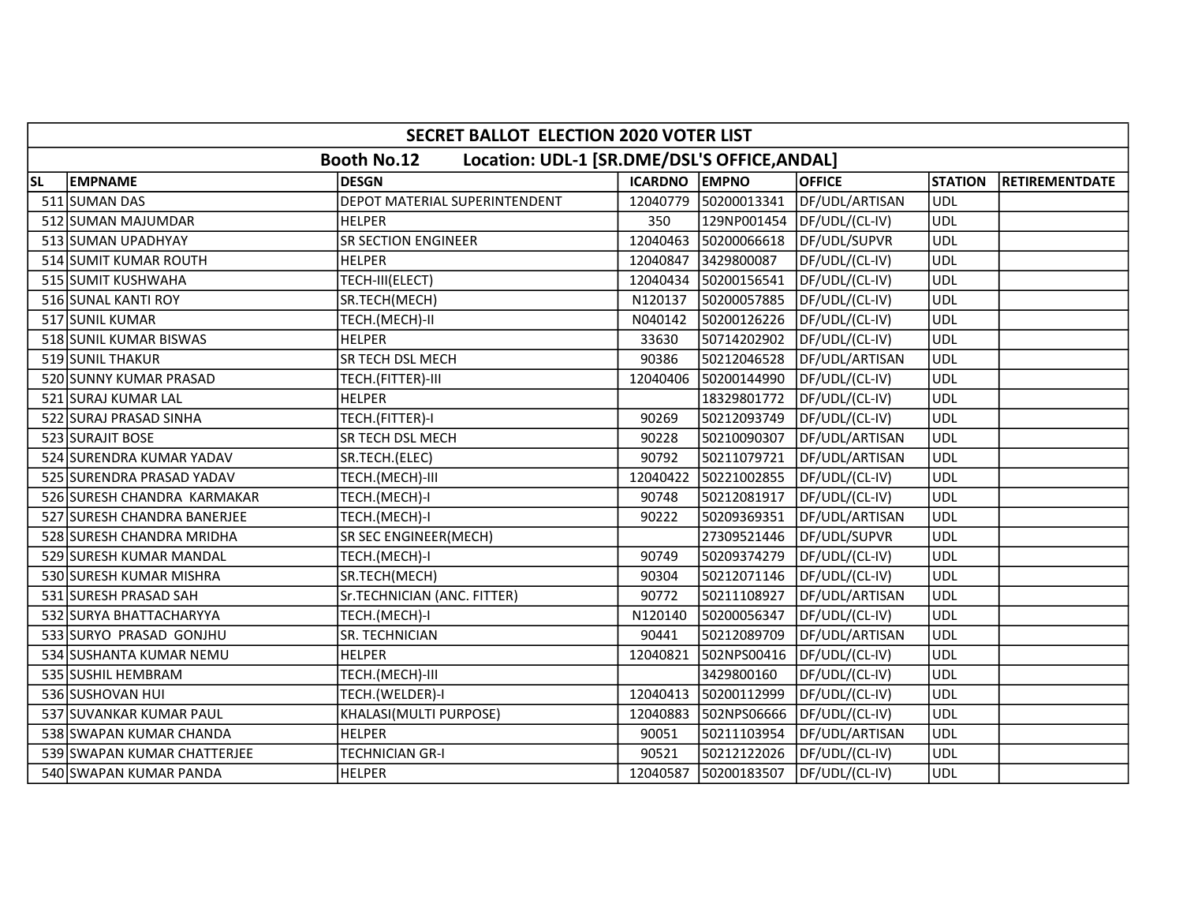## SECRET BALLOT ELECTION 2020 VOTER LIST

### Booth No.12 Location: UDL-1 [SR.DME/DSL'S OFFICE,ANDAL]

| SL | EMPNAME | DESGN | ICARDNO | EMPNO | OFFICE | STATION | RETIREMENTDATE |
|---|---|---|---|---|---|---|---|
| 511 | SUMAN DAS | DEPOT MATERIAL SUPERINTENDENT | 12040779 | 50200013341 | DF/UDL/ARTISAN | UDL | |
| 512 | SUMAN MAJUMDAR | HELPER | 350 | 129NP001454 | DF/UDL/(CL-IV) | UDL | |
| 513 | SUMAN UPADHYAY | SR SECTION ENGINEER | 12040463 | 50200066618 | DF/UDL/SUPVR | UDL | |
| 514 | SUMIT KUMAR ROUTH | HELPER | 12040847 | 3429800087 | DF/UDL/(CL-IV) | UDL | |
| 515 | SUMIT KUSHWAHA | TECH-III(ELECT) | 12040434 | 50200156541 | DF/UDL/(CL-IV) | UDL | |
| 516 | SUNAL KANTI ROY | SR.TECH(MECH) | N120137 | 50200057885 | DF/UDL/(CL-IV) | UDL | |
| 517 | SUNIL KUMAR | TECH.(MECH)-II | N040142 | 50200126226 | DF/UDL/(CL-IV) | UDL | |
| 518 | SUNIL KUMAR BISWAS | HELPER | 33630 | 50714202902 | DF/UDL/(CL-IV) | UDL | |
| 519 | SUNIL THAKUR | SR TECH DSL MECH | 90386 | 50212046528 | DF/UDL/ARTISAN | UDL | |
| 520 | SUNNY KUMAR PRASAD | TECH.(FITTER)-III | 12040406 | 50200144990 | DF/UDL/(CL-IV) | UDL | |
| 521 | SURAJ KUMAR LAL | HELPER | | 18329801772 | DF/UDL/(CL-IV) | UDL | |
| 522 | SURAJ PRASAD SINHA | TECH.(FITTER)-I | 90269 | 50212093749 | DF/UDL/(CL-IV) | UDL | |
| 523 | SURAJIT BOSE | SR TECH DSL MECH | 90228 | 50210090307 | DF/UDL/ARTISAN | UDL | |
| 524 | SURENDRA KUMAR YADAV | SR.TECH.(ELEC) | 90792 | 50211079721 | DF/UDL/ARTISAN | UDL | |
| 525 | SURENDRA PRASAD YADAV | TECH.(MECH)-III | 12040422 | 50221002855 | DF/UDL/(CL-IV) | UDL | |
| 526 | SURESH CHANDRA KARMAKAR | TECH.(MECH)-I | 90748 | 50212081917 | DF/UDL/(CL-IV) | UDL | |
| 527 | SURESH CHANDRA BANERJEE | TECH.(MECH)-I | 90222 | 50209369351 | DF/UDL/ARTISAN | UDL | |
| 528 | SURESH CHANDRA MRIDHA | SR SEC ENGINEER(MECH) | | 27309521446 | DF/UDL/SUPVR | UDL | |
| 529 | SURESH KUMAR MANDAL | TECH.(MECH)-I | 90749 | 50209374279 | DF/UDL/(CL-IV) | UDL | |
| 530 | SURESH KUMAR MISHRA | SR.TECH(MECH) | 90304 | 50212071146 | DF/UDL/(CL-IV) | UDL | |
| 531 | SURESH PRASAD SAH | Sr.TECHNICIAN (ANC. FITTER) | 90772 | 50211108927 | DF/UDL/ARTISAN | UDL | |
| 532 | SURYA BHATTACHARYYA | TECH.(MECH)-I | N120140 | 50200056347 | DF/UDL/(CL-IV) | UDL | |
| 533 | SURYO PRASAD GONJHU | SR. TECHNICIAN | 90441 | 50212089709 | DF/UDL/ARTISAN | UDL | |
| 534 | SUSHANTA KUMAR NEMU | HELPER | 12040821 | 502NPS00416 | DF/UDL/(CL-IV) | UDL | |
| 535 | SUSHIL HEMBRAM | TECH.(MECH)-III | | 3429800160 | DF/UDL/(CL-IV) | UDL | |
| 536 | SUSHOVAN HUI | TECH.(WELDER)-I | 12040413 | 50200112999 | DF/UDL/(CL-IV) | UDL | |
| 537 | SUVANKAR KUMAR PAUL | KHALASI(MULTI PURPOSE) | 12040883 | 502NPS06666 | DF/UDL/(CL-IV) | UDL | |
| 538 | SWAPAN KUMAR CHANDA | HELPER | 90051 | 50211103954 | DF/UDL/ARTISAN | UDL | |
| 539 | SWAPAN KUMAR CHATTERJEE | TECHNICIAN GR-I | 90521 | 50212122026 | DF/UDL/(CL-IV) | UDL | |
| 540 | SWAPAN KUMAR PANDA | HELPER | 12040587 | 50200183507 | DF/UDL/(CL-IV) | UDL | |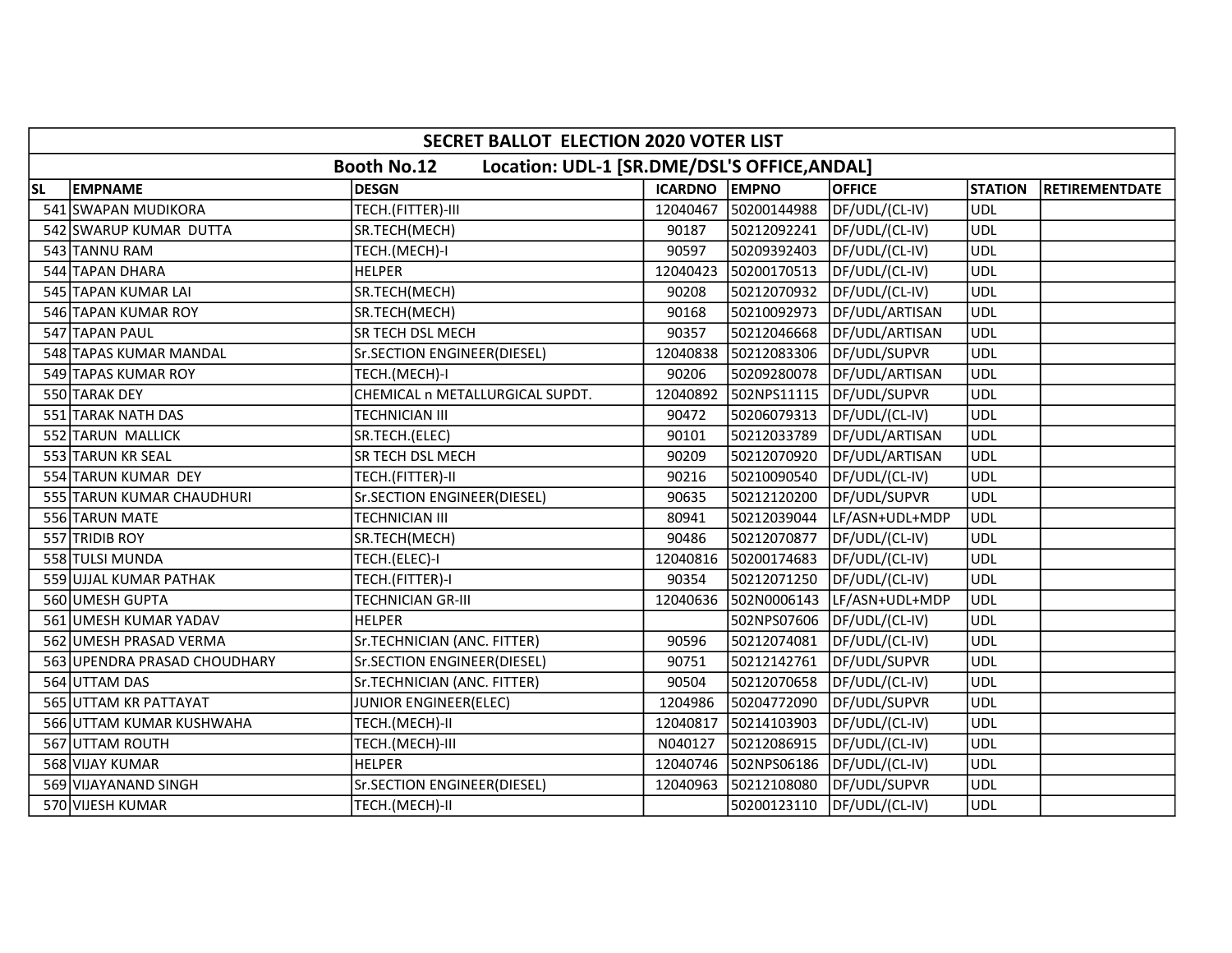| SECRET BALLOT ELECTION 2020 VOTER LIST | | | | | | | |
|---|---|---|---|---|---|---|---|
| **Booth No.12 Location: UDL-1 [SR.DME/DSL'S OFFICE,ANDAL]** | | | | | | | |
| **SL** | **EMPNAME** | **DESGN** | **ICARDNO** | **EMPNO** | **OFFICE** | **STATION** | **RETIREMENTDATE** |
| 541 | SWAPAN MUDIKORA | TECH.(FITTER)-III | 12040467 | 50200144988 | DF/UDL/(CL-IV) | UDL | |
| 542 | SWARUP KUMAR DUTTA | SR.TECH(MECH) | 90187 | 50212092241 | DF/UDL/(CL-IV) | UDL | |
| 543 | TANNU RAM | TECH.(MECH)-I | 90597 | 50209392403 | DF/UDL/(CL-IV) | UDL | |
| 544 | TAPAN DHARA | HELPER | 12040423 | 50200170513 | DF/UDL/(CL-IV) | UDL | |
| 545 | TAPAN KUMAR LAI | SR.TECH(MECH) | 90208 | 50212070932 | DF/UDL/(CL-IV) | UDL | |
| 546 | TAPAN KUMAR ROY | SR.TECH(MECH) | 90168 | 50210092973 | DF/UDL/ARTISAN | UDL | |
| 547 | TAPAN PAUL | SR TECH DSL MECH | 90357 | 50212046668 | DF/UDL/ARTISAN | UDL | |
| 548 | TAPAS KUMAR MANDAL | Sr.SECTION ENGINEER(DIESEL) | 12040838 | 50212083306 | DF/UDL/SUPVR | UDL | |
| 549 | TAPAS KUMAR ROY | TECH.(MECH)-I | 90206 | 50209280078 | DF/UDL/ARTISAN | UDL | |
| 550 | TARAK DEY | CHEMICAL n METALLURGICAL SUPDT. | 12040892 | 502NPS11115 | DF/UDL/SUPVR | UDL | |
| 551 | TARAK NATH DAS | TECHNICIAN III | 90472 | 50206079313 | DF/UDL/(CL-IV) | UDL | |
| 552 | TARUN MALLICK | SR.TECH.(ELEC) | 90101 | 50212033789 | DF/UDL/ARTISAN | UDL | |
| 553 | TARUN KR SEAL | SR TECH DSL MECH | 90209 | 50212070920 | DF/UDL/ARTISAN | UDL | |
| 554 | TARUN KUMAR DEY | TECH.(FITTER)-II | 90216 | 50210090540 | DF/UDL/(CL-IV) | UDL | |
| 555 | TARUN KUMAR CHAUDHURI | Sr.SECTION ENGINEER(DIESEL) | 90635 | 50212120200 | DF/UDL/SUPVR | UDL | |
| 556 | TARUN MATE | TECHNICIAN III | 80941 | 50212039044 | LF/ASN+UDL+MDP | UDL | |
| 557 | TRIDIB ROY | SR.TECH(MECH) | 90486 | 50212070877 | DF/UDL/(CL-IV) | UDL | |
| 558 | TULSI MUNDA | TECH.(ELEC)-I | 12040816 | 50200174683 | DF/UDL/(CL-IV) | UDL | |
| 559 | UJJAL KUMAR PATHAK | TECH.(FITTER)-I | 90354 | 50212071250 | DF/UDL/(CL-IV) | UDL | |
| 560 | UMESH GUPTA | TECHNICIAN GR-III | 12040636 | 502N0006143 | LF/ASN+UDL+MDP | UDL | |
| 561 | UMESH KUMAR YADAV | HELPER | | 502NPS07606 | DF/UDL/(CL-IV) | UDL | |
| 562 | UMESH PRASAD VERMA | Sr.TECHNICIAN (ANC. FITTER) | 90596 | 50212074081 | DF/UDL/(CL-IV) | UDL | |
| 563 | UPENDRA PRASAD CHOUDHARY | Sr.SECTION ENGINEER(DIESEL) | 90751 | 50212142761 | DF/UDL/SUPVR | UDL | |
| 564 | UTTAM DAS | Sr.TECHNICIAN (ANC. FITTER) | 90504 | 50212070658 | DF/UDL/(CL-IV) | UDL | |
| 565 | UTTAM KR PATTAYAT | JUNIOR ENGINEER(ELEC) | 1204986 | 50204772090 | DF/UDL/SUPVR | UDL | |
| 566 | UTTAM KUMAR KUSHWAHA | TECH.(MECH)-II | 12040817 | 50214103903 | DF/UDL/(CL-IV) | UDL | |
| 567 | UTTAM ROUTH | TECH.(MECH)-III | N040127 | 50212086915 | DF/UDL/(CL-IV) | UDL | |
| 568 | VIJAY KUMAR | HELPER | 12040746 | 502NPS06186 | DF/UDL/(CL-IV) | UDL | |
| 569 | VIJAYANAND SINGH | Sr.SECTION ENGINEER(DIESEL) | 12040963 | 50212108080 | DF/UDL/SUPVR | UDL | |
| 570 | VIJESH KUMAR | TECH.(MECH)-II | | 50200123110 | DF/UDL/(CL-IV) | UDL | |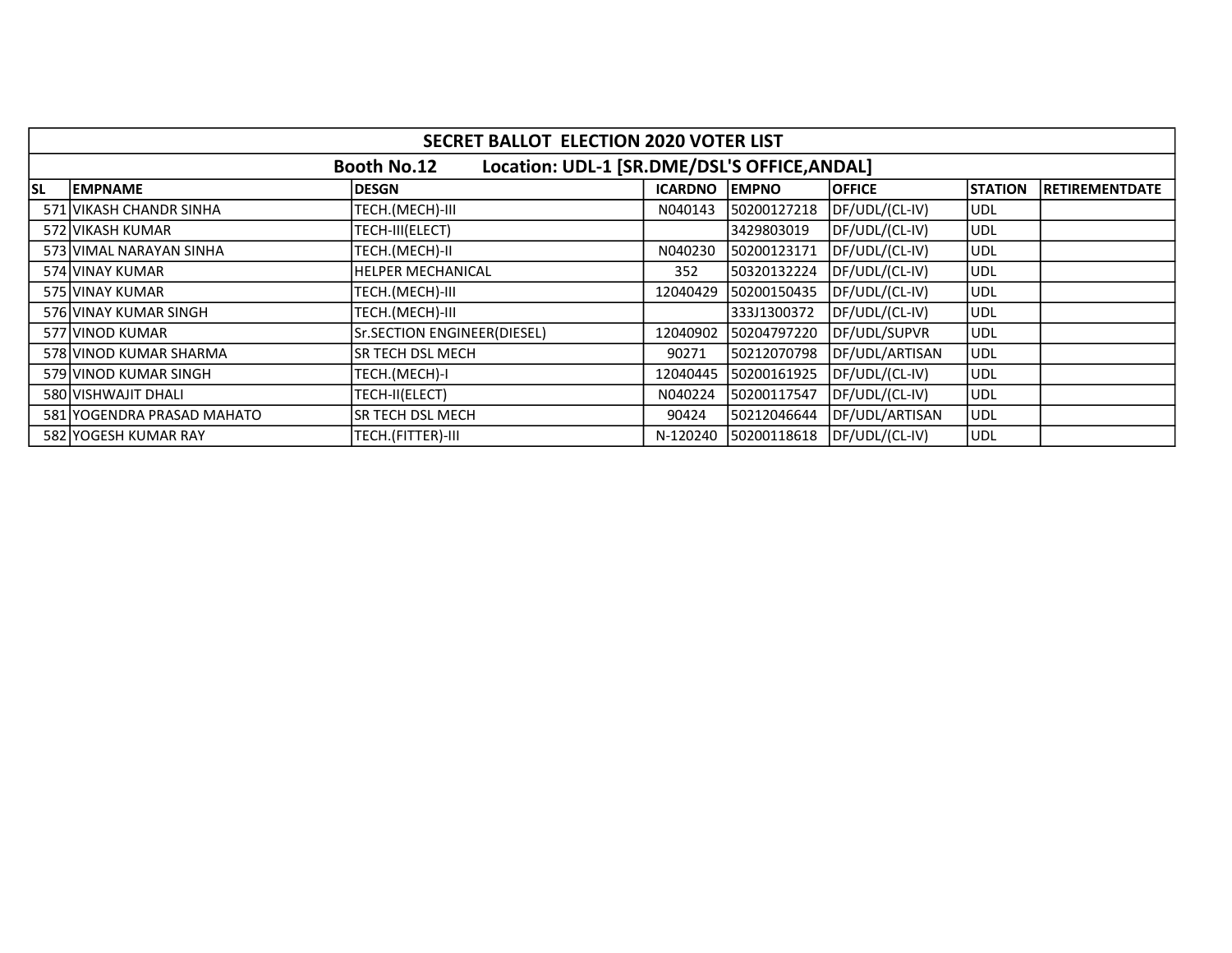| SECRET BALLOT ELECTION 2020 VOTER LIST | | | | | | | |
|---|---|---|---|---|---|---|---|
| Booth No.12 Location: UDL-1 [SR.DME/DSL'S OFFICE,ANDAL] | | | | | | | |
| SL | EMPNAME | DESGN | ICARDNO | EMPNO | OFFICE | STATION | RETIREMENTDATE |
| 571 | VIKASH CHANDR SINHA | TECH.(MECH)-III | N040143 | 50200127218 | DF/UDL/(CL-IV) | UDL | |
| 572 | VIKASH KUMAR | TECH-III(ELECT) | | 3429803019 | DF/UDL/(CL-IV) | UDL | |
| 573 | VIMAL NARAYAN SINHA | TECH.(MECH)-II | N040230 | 50200123171 | DF/UDL/(CL-IV) | UDL | |
| 574 | VINAY KUMAR | HELPER MECHANICAL | 352 | 50320132224 | DF/UDL/(CL-IV) | UDL | |
| 575 | VINAY KUMAR | TECH.(MECH)-III | 12040429 | 50200150435 | DF/UDL/(CL-IV) | UDL | |
| 576 | VINAY KUMAR SINGH | TECH.(MECH)-III | | 333J1300372 | DF/UDL/(CL-IV) | UDL | |
| 577 | VINOD KUMAR | Sr.SECTION ENGINEER(DIESEL) | 12040902 | 50204797220 | DF/UDL/SUPVR | UDL | |
| 578 | VINOD KUMAR SHARMA | SR TECH DSL MECH | 90271 | 50212070798 | DF/UDL/ARTISAN | UDL | |
| 579 | VINOD KUMAR SINGH | TECH.(MECH)-I | 12040445 | 50200161925 | DF/UDL/(CL-IV) | UDL | |
| 580 | VISHWAJIT DHALI | TECH-II(ELECT) | N040224 | 50200117547 | DF/UDL/(CL-IV) | UDL | |
| 581 | YOGENDRA PRASAD MAHATO | SR TECH DSL MECH | 90424 | 50212046644 | DF/UDL/ARTISAN | UDL | |
| 582 | YOGESH KUMAR RAY | TECH.(FITTER)-III | N-120240 | 50200118618 | DF/UDL/(CL-IV) | UDL | |